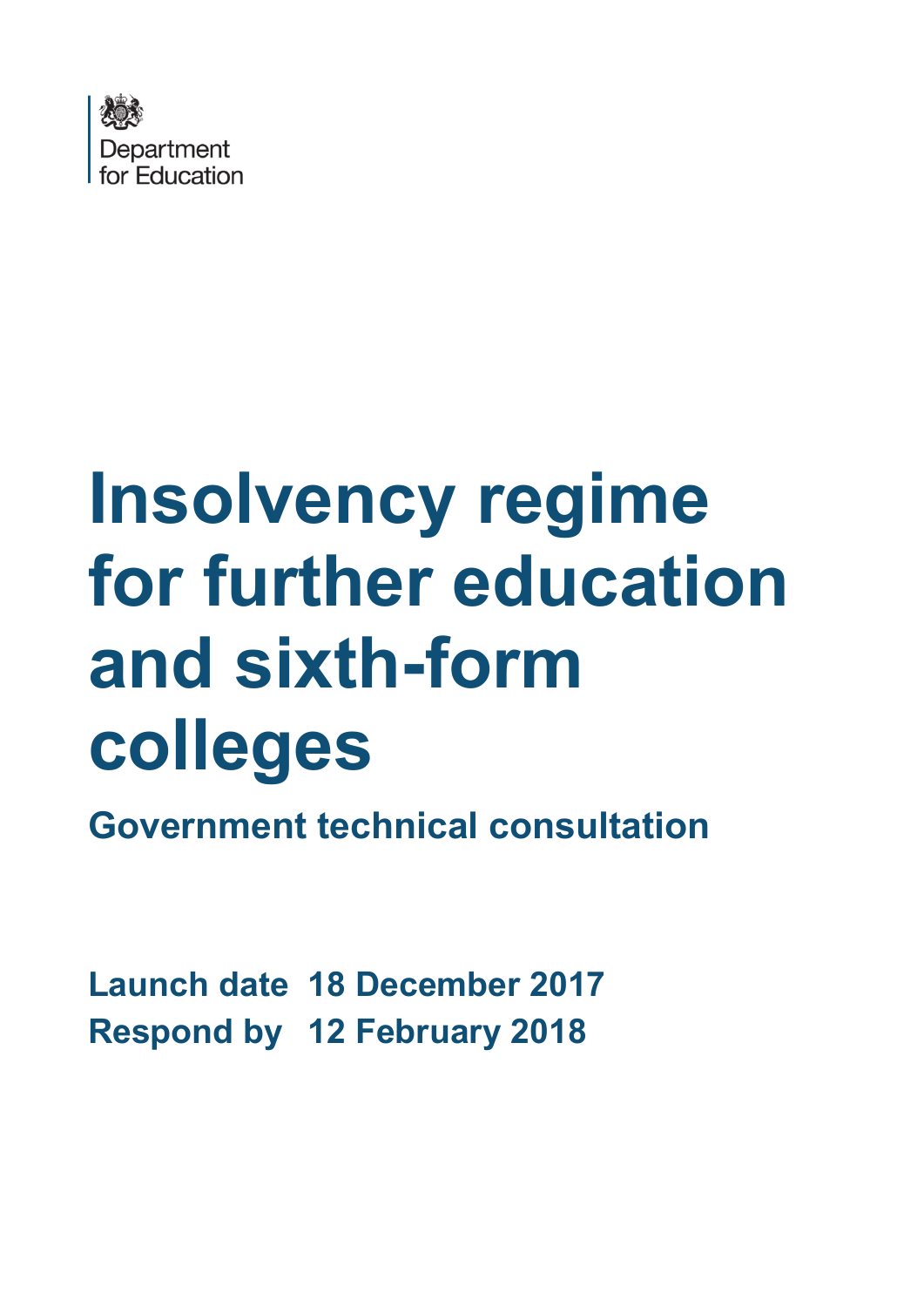Department for Education

# Insolvency regime for further education and sixth-form colleges

## Government technical consultation

**Launch date** 18 December 2017
**Respond by** 12 February 2018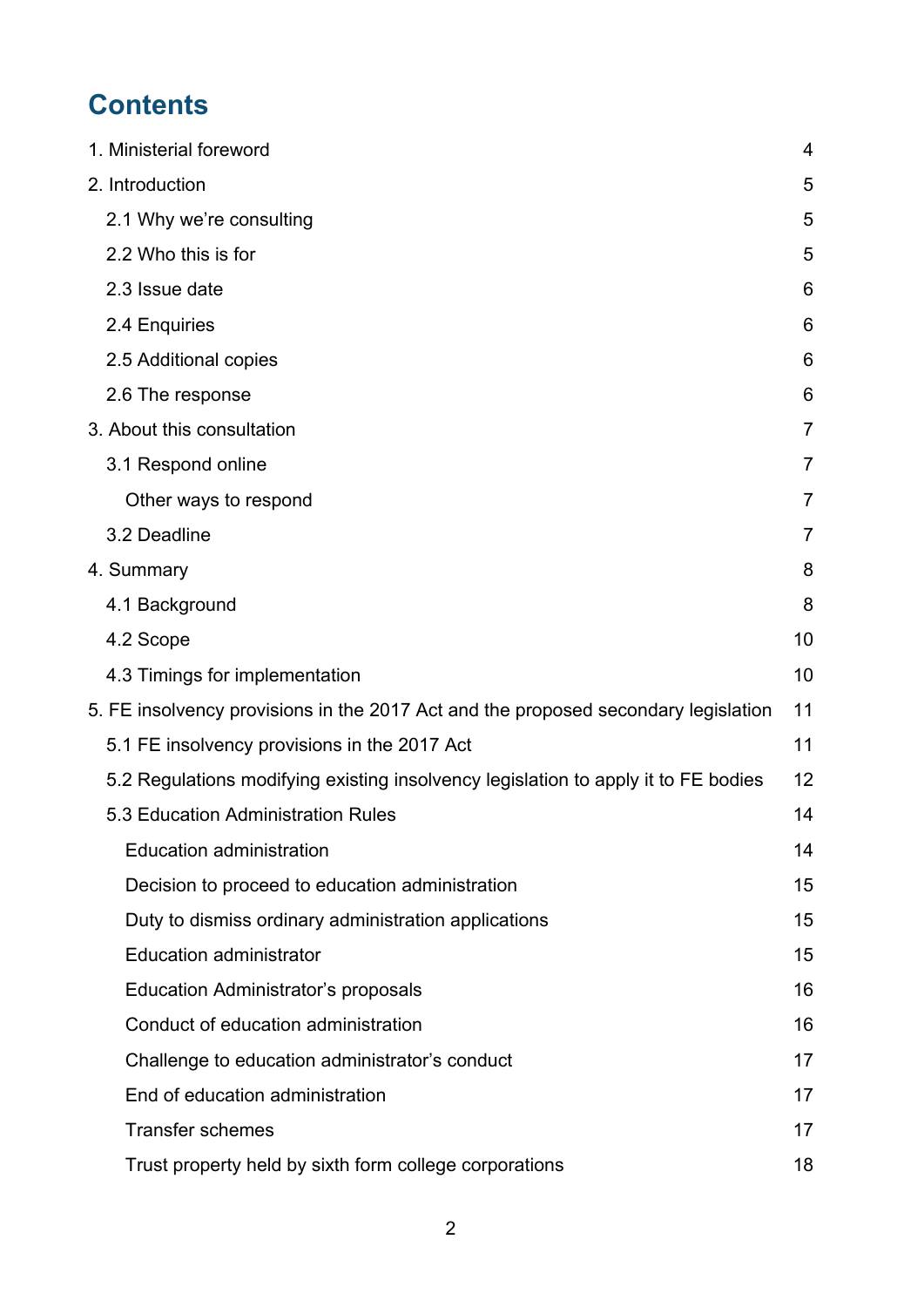# Contents

1. Ministerial foreword 4

2. Introduction 5

 2.1 Why we're consulting 5

 2.2 Who this is for 5

 2.3 Issue date 6

 2.4 Enquiries 6

 2.5 Additional copies 6

 2.6 The response 6

3. About this consultation 7

 3.1 Respond online 7

  Other ways to respond 7

 3.2 Deadline 7

4. Summary 8

 4.1 Background 8

 4.2 Scope 10

 4.3 Timings for implementation 10

5. FE insolvency provisions in the 2017 Act and the proposed secondary legislation 11

 5.1 FE insolvency provisions in the 2017 Act 11

 5.2 Regulations modifying existing insolvency legislation to apply it to FE bodies 12

 5.3 Education Administration Rules 14

  Education administration 14

  Decision to proceed to education administration 15

  Duty to dismiss ordinary administration applications 15

  Education administrator 15

  Education Administrator's proposals 16

  Conduct of education administration 16

  Challenge to education administrator's conduct 17

  End of education administration 17

  Transfer schemes 17

  Trust property held by sixth form college corporations 18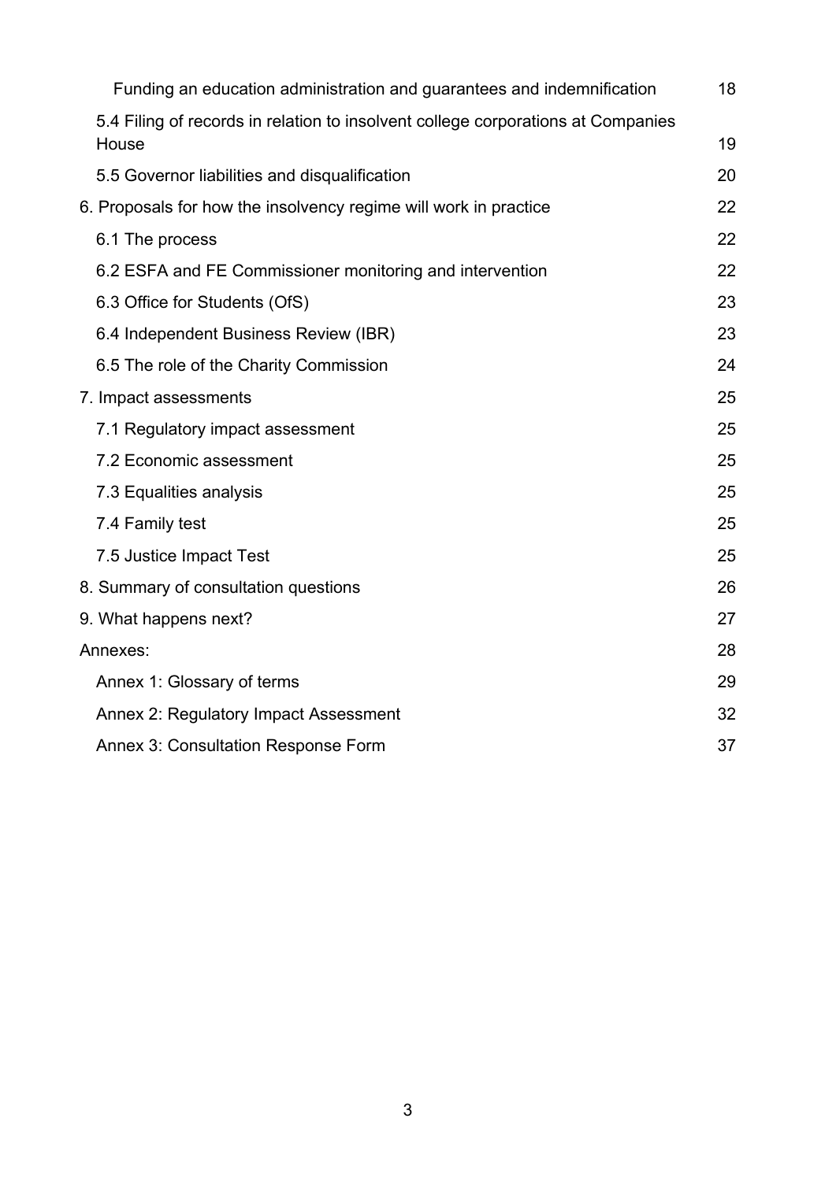| | |
|---|---|
| Funding an education administration and guarantees and indemnification | 18 |
| 5.4 Filing of records in relation to insolvent college corporations at Companies House | 19 |
| 5.5 Governor liabilities and disqualification | 20 |
| 6. Proposals for how the insolvency regime will work in practice | 22 |
| 6.1 The process | 22 |
| 6.2 ESFA and FE Commissioner monitoring and intervention | 22 |
| 6.3 Office for Students (OfS) | 23 |
| 6.4 Independent Business Review (IBR) | 23 |
| 6.5 The role of the Charity Commission | 24 |
| 7. Impact assessments | 25 |
| 7.1 Regulatory impact assessment | 25 |
| 7.2 Economic assessment | 25 |
| 7.3 Equalities analysis | 25 |
| 7.4 Family test | 25 |
| 7.5 Justice Impact Test | 25 |
| 8. Summary of consultation questions | 26 |
| 9. What happens next? | 27 |
| Annexes: | 28 |
| Annex 1: Glossary of terms | 29 |
| Annex 2: Regulatory Impact Assessment | 32 |
| Annex 3: Consultation Response Form | 37 |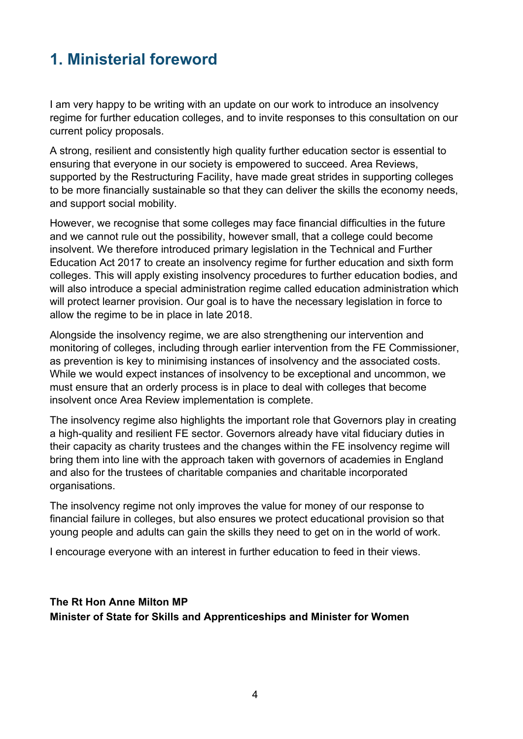# 1. Ministerial foreword

I am very happy to be writing with an update on our work to introduce an insolvency regime for further education colleges, and to invite responses to this consultation on our current policy proposals.

A strong, resilient and consistently high quality further education sector is essential to ensuring that everyone in our society is empowered to succeed. Area Reviews, supported by the Restructuring Facility, have made great strides in supporting colleges to be more financially sustainable so that they can deliver the skills the economy needs, and support social mobility.

However, we recognise that some colleges may face financial difficulties in the future and we cannot rule out the possibility, however small, that a college could become insolvent. We therefore introduced primary legislation in the Technical and Further Education Act 2017 to create an insolvency regime for further education and sixth form colleges. This will apply existing insolvency procedures to further education bodies, and will also introduce a special administration regime called education administration which will protect learner provision. Our goal is to have the necessary legislation in force to allow the regime to be in place in late 2018.

Alongside the insolvency regime, we are also strengthening our intervention and monitoring of colleges, including through earlier intervention from the FE Commissioner, as prevention is key to minimising instances of insolvency and the associated costs. While we would expect instances of insolvency to be exceptional and uncommon, we must ensure that an orderly process is in place to deal with colleges that become insolvent once Area Review implementation is complete.

The insolvency regime also highlights the important role that Governors play in creating a high-quality and resilient FE sector. Governors already have vital fiduciary duties in their capacity as charity trustees and the changes within the FE insolvency regime will bring them into line with the approach taken with governors of academies in England and also for the trustees of charitable companies and charitable incorporated organisations.

The insolvency regime not only improves the value for money of our response to financial failure in colleges, but also ensures we protect educational provision so that young people and adults can gain the skills they need to get on in the world of work.

I encourage everyone with an interest in further education to feed in their views.

**The Rt Hon Anne Milton MP**
**Minister of State for Skills and Apprenticeships and Minister for Women**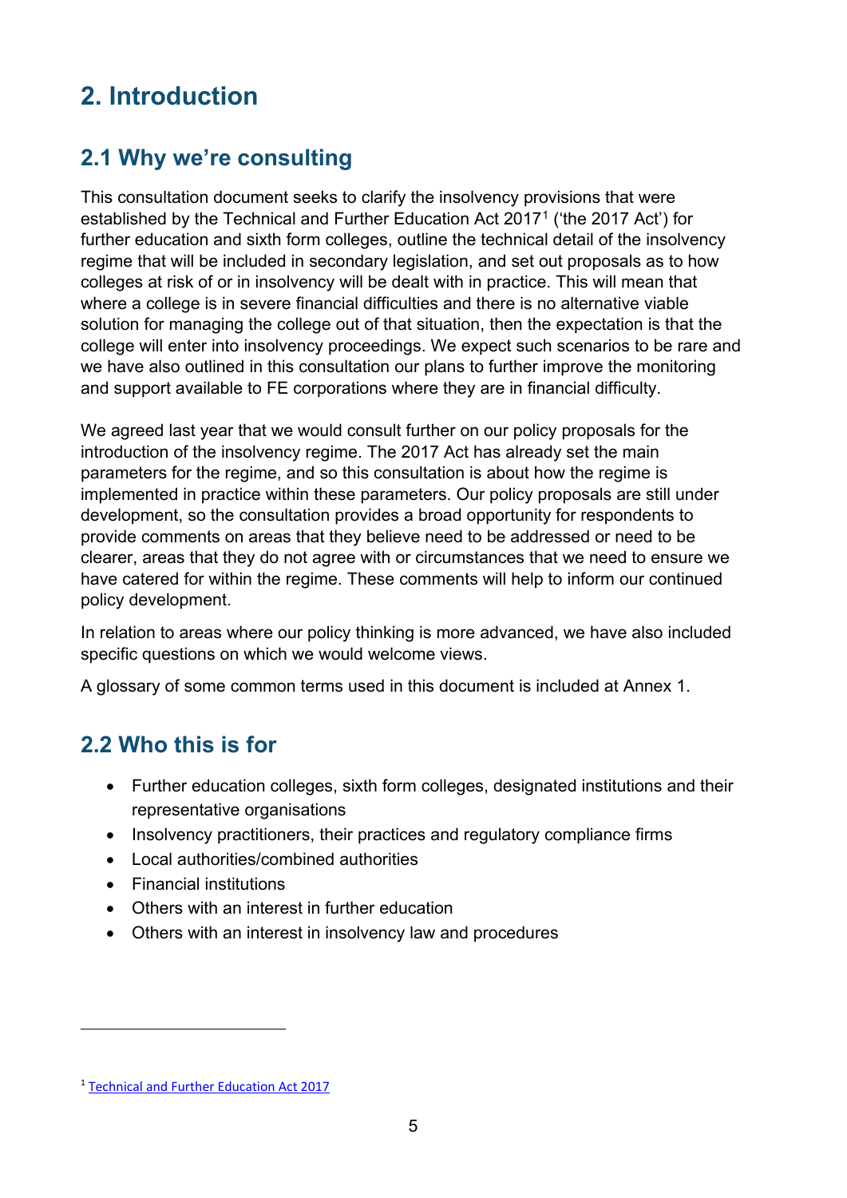# 2. Introduction

## 2.1 Why we're consulting

This consultation document seeks to clarify the insolvency provisions that were established by the Technical and Further Education Act 2017[1] ('the 2017 Act') for further education and sixth form colleges, outline the technical detail of the insolvency regime that will be included in secondary legislation, and set out proposals as to how colleges at risk of or in insolvency will be dealt with in practice. This will mean that where a college is in severe financial difficulties and there is no alternative viable solution for managing the college out of that situation, then the expectation is that the college will enter into insolvency proceedings. We expect such scenarios to be rare and we have also outlined in this consultation our plans to further improve the monitoring and support available to FE corporations where they are in financial difficulty.

We agreed last year that we would consult further on our policy proposals for the introduction of the insolvency regime. The 2017 Act has already set the main parameters for the regime, and so this consultation is about how the regime is implemented in practice within these parameters. Our policy proposals are still under development, so the consultation provides a broad opportunity for respondents to provide comments on areas that they believe need to be addressed or need to be clearer, areas that they do not agree with or circumstances that we need to ensure we have catered for within the regime. These comments will help to inform our continued policy development.

In relation to areas where our policy thinking is more advanced, we have also included specific questions on which we would welcome views.

A glossary of some common terms used in this document is included at Annex 1.

## 2.2 Who this is for

- Further education colleges, sixth form colleges, designated institutions and their representative organisations
- Insolvency practitioners, their practices and regulatory compliance firms
- Local authorities/combined authorities
- Financial institutions
- Others with an interest in further education
- Others with an interest in insolvency law and procedures

[1] Technical and Further Education Act 2017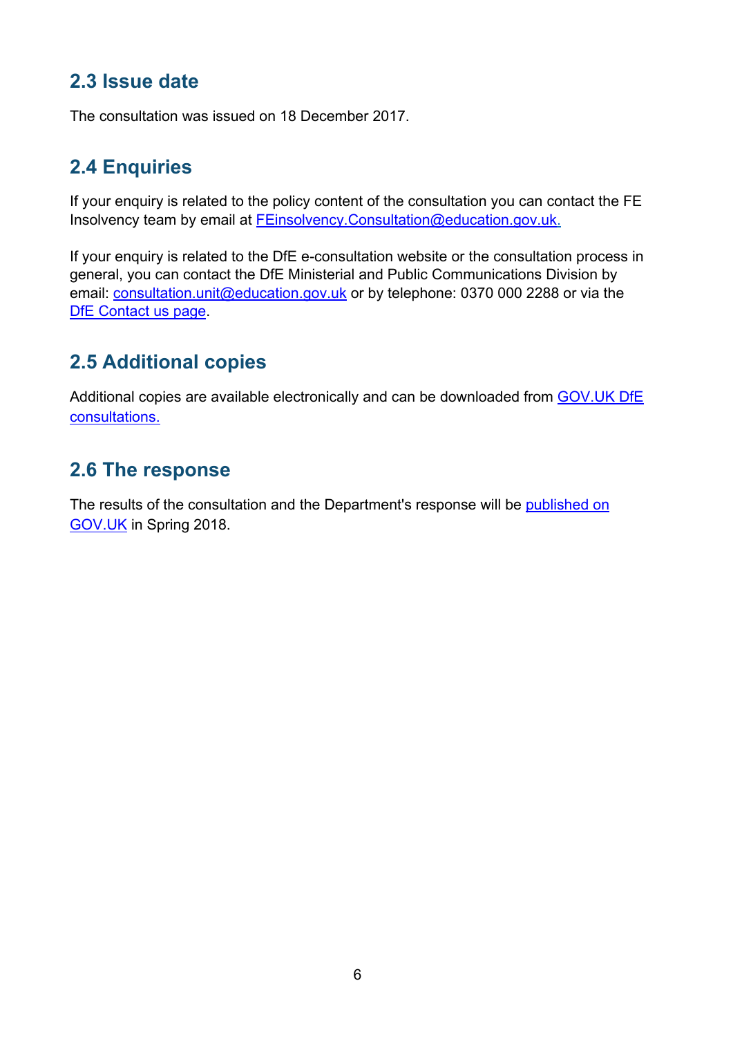## 2.3 Issue date

The consultation was issued on 18 December 2017.

## 2.4 Enquiries

If your enquiry is related to the policy content of the consultation you can contact the FE Insolvency team by email at FEinsolvency.Consultation@education.gov.uk.

If your enquiry is related to the DfE e-consultation website or the consultation process in general, you can contact the DfE Ministerial and Public Communications Division by email: consultation.unit@education.gov.uk or by telephone: 0370 000 2288 or via the DfE Contact us page.

## 2.5 Additional copies

Additional copies are available electronically and can be downloaded from GOV.UK DfE consultations.

## 2.6 The response

The results of the consultation and the Department's response will be published on GOV.UK in Spring 2018.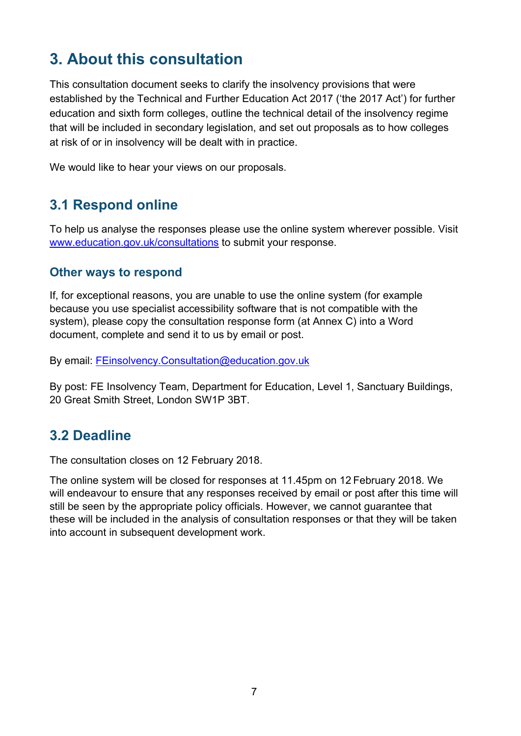# 3. About this consultation

This consultation document seeks to clarify the insolvency provisions that were established by the Technical and Further Education Act 2017 ('the 2017 Act') for further education and sixth form colleges, outline the technical detail of the insolvency regime that will be included in secondary legislation, and set out proposals as to how colleges at risk of or in insolvency will be dealt with in practice.

We would like to hear your views on our proposals.

## 3.1 Respond online

To help us analyse the responses please use the online system wherever possible. Visit [www.education.gov.uk/consultations](www.education.gov.uk/consultations) to submit your response.

### Other ways to respond

If, for exceptional reasons, you are unable to use the online system (for example because you use specialist accessibility software that is not compatible with the system), please copy the consultation response form (at Annex C) into a Word document, complete and send it to us by email or post.

By email: [FEinsolvency.Consultation@education.gov.uk](mailto:FEinsolvency.Consultation@education.gov.uk)

By post: FE Insolvency Team, Department for Education, Level 1, Sanctuary Buildings, 20 Great Smith Street, London SW1P 3BT.

## 3.2 Deadline

The consultation closes on 12 February 2018.

The online system will be closed for responses at 11.45pm on 12 February 2018. We will endeavour to ensure that any responses received by email or post after this time will still be seen by the appropriate policy officials. However, we cannot guarantee that these will be included in the analysis of consultation responses or that they will be taken into account in subsequent development work.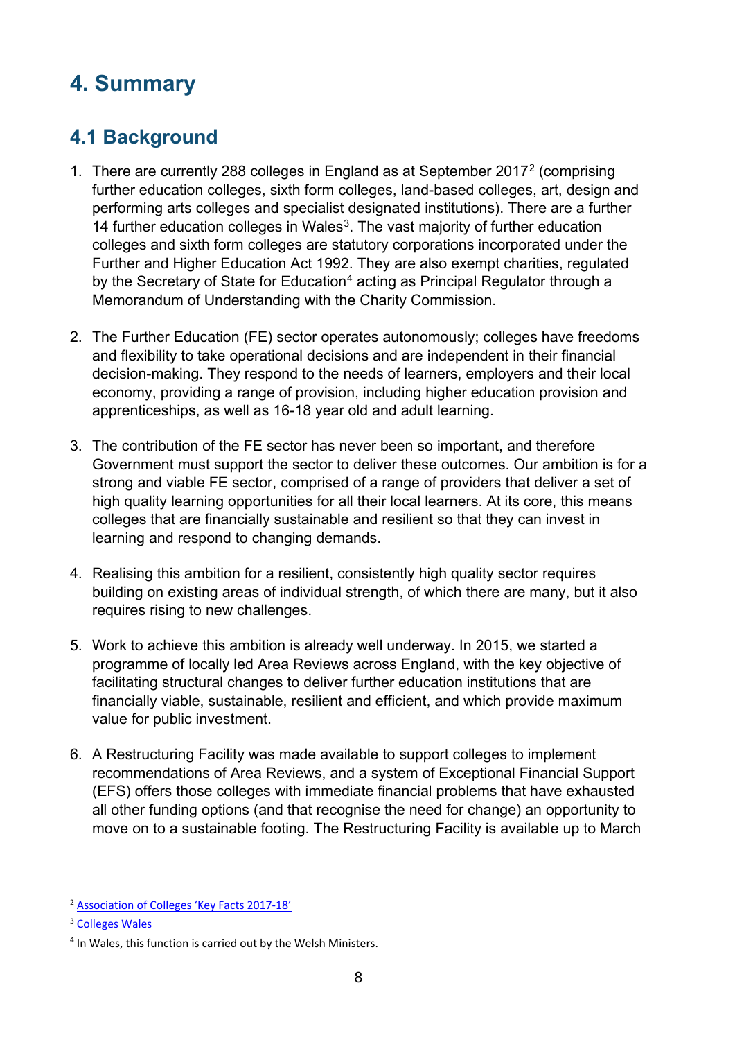# 4. Summary

## 4.1 Background

1. There are currently 288 colleges in England as at September 2017[2] (comprising further education colleges, sixth form colleges, land-based colleges, art, design and performing arts colleges and specialist designated institutions). There are a further 14 further education colleges in Wales[3]. The vast majority of further education colleges and sixth form colleges are statutory corporations incorporated under the Further and Higher Education Act 1992. They are also exempt charities, regulated by the Secretary of State for Education[4] acting as Principal Regulator through a Memorandum of Understanding with the Charity Commission.

2. The Further Education (FE) sector operates autonomously; colleges have freedoms and flexibility to take operational decisions and are independent in their financial decision-making. They respond to the needs of learners, employers and their local economy, providing a range of provision, including higher education provision and apprenticeships, as well as 16-18 year old and adult learning.

3. The contribution of the FE sector has never been so important, and therefore Government must support the sector to deliver these outcomes. Our ambition is for a strong and viable FE sector, comprised of a range of providers that deliver a set of high quality learning opportunities for all their local learners. At its core, this means colleges that are financially sustainable and resilient so that they can invest in learning and respond to changing demands.

4. Realising this ambition for a resilient, consistently high quality sector requires building on existing areas of individual strength, of which there are many, but it also requires rising to new challenges.

5. Work to achieve this ambition is already well underway. In 2015, we started a programme of locally led Area Reviews across England, with the key objective of facilitating structural changes to deliver further education institutions that are financially viable, sustainable, resilient and efficient, and which provide maximum value for public investment.

6. A Restructuring Facility was made available to support colleges to implement recommendations of Area Reviews, and a system of Exceptional Financial Support (EFS) offers those colleges with immediate financial problems that have exhausted all other funding options (and that recognise the need for change) an opportunity to move on to a sustainable footing. The Restructuring Facility is available up to March

[2] Association of Colleges 'Key Facts 2017-18'

[3] Colleges Wales

[4] In Wales, this function is carried out by the Welsh Ministers.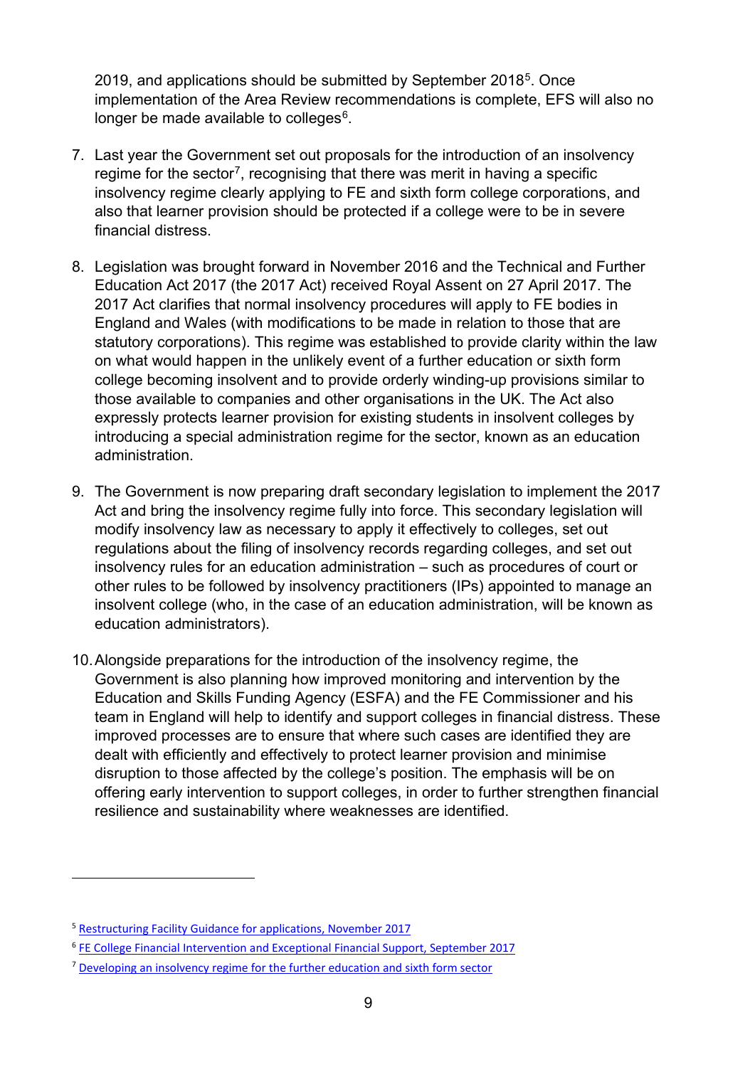2019, and applications should be submitted by September 2018[5]. Once implementation of the Area Review recommendations is complete, EFS will also no longer be made available to colleges[6].

7. Last year the Government set out proposals for the introduction of an insolvency regime for the sector[7], recognising that there was merit in having a specific insolvency regime clearly applying to FE and sixth form college corporations, and also that learner provision should be protected if a college were to be in severe financial distress.

8. Legislation was brought forward in November 2016 and the Technical and Further Education Act 2017 (the 2017 Act) received Royal Assent on 27 April 2017. The 2017 Act clarifies that normal insolvency procedures will apply to FE bodies in England and Wales (with modifications to be made in relation to those that are statutory corporations). This regime was established to provide clarity within the law on what would happen in the unlikely event of a further education or sixth form college becoming insolvent and to provide orderly winding-up provisions similar to those available to companies and other organisations in the UK. The Act also expressly protects learner provision for existing students in insolvent colleges by introducing a special administration regime for the sector, known as an education administration.

9. The Government is now preparing draft secondary legislation to implement the 2017 Act and bring the insolvency regime fully into force. This secondary legislation will modify insolvency law as necessary to apply it effectively to colleges, set out regulations about the filing of insolvency records regarding colleges, and set out insolvency rules for an education administration – such as procedures of court or other rules to be followed by insolvency practitioners (IPs) appointed to manage an insolvent college (who, in the case of an education administration, will be known as education administrators).

10. Alongside preparations for the introduction of the insolvency regime, the Government is also planning how improved monitoring and intervention by the Education and Skills Funding Agency (ESFA) and the FE Commissioner and his team in England will help to identify and support colleges in financial distress. These improved processes are to ensure that where such cases are identified they are dealt with efficiently and effectively to protect learner provision and minimise disruption to those affected by the college's position. The emphasis will be on offering early intervention to support colleges, in order to further strengthen financial resilience and sustainability where weaknesses are identified.

---

[5] Restructuring Facility Guidance for applications, November 2017

[6] FE College Financial Intervention and Exceptional Financial Support, September 2017

[7] Developing an insolvency regime for the further education and sixth form sector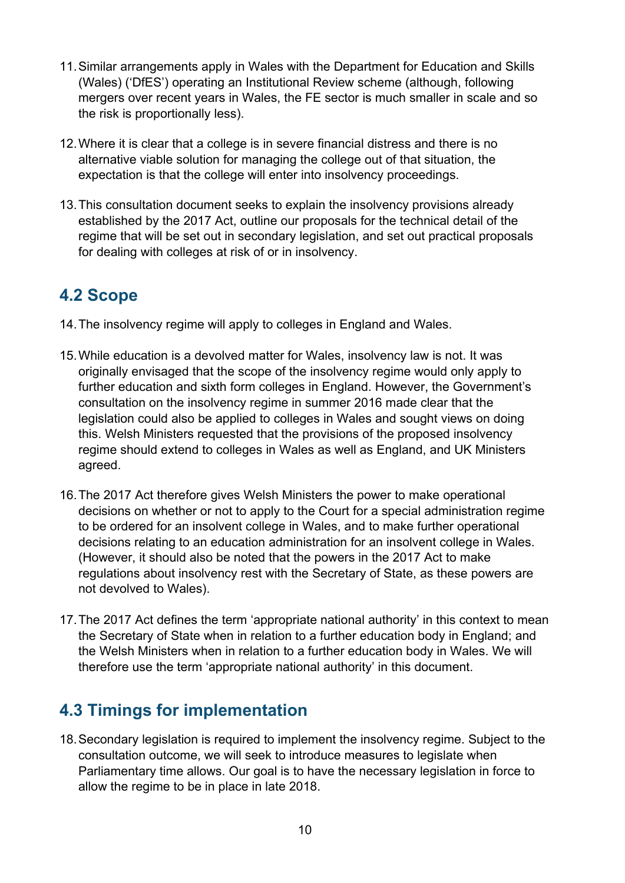11. Similar arrangements apply in Wales with the Department for Education and Skills (Wales) ('DfES') operating an Institutional Review scheme (although, following mergers over recent years in Wales, the FE sector is much smaller in scale and so the risk is proportionally less).

12. Where it is clear that a college is in severe financial distress and there is no alternative viable solution for managing the college out of that situation, the expectation is that the college will enter into insolvency proceedings.

13. This consultation document seeks to explain the insolvency provisions already established by the 2017 Act, outline our proposals for the technical detail of the regime that will be set out in secondary legislation, and set out practical proposals for dealing with colleges at risk of or in insolvency.

## 4.2 Scope

14. The insolvency regime will apply to colleges in England and Wales.

15. While education is a devolved matter for Wales, insolvency law is not. It was originally envisaged that the scope of the insolvency regime would only apply to further education and sixth form colleges in England. However, the Government's consultation on the insolvency regime in summer 2016 made clear that the legislation could also be applied to colleges in Wales and sought views on doing this. Welsh Ministers requested that the provisions of the proposed insolvency regime should extend to colleges in Wales as well as England, and UK Ministers agreed.

16. The 2017 Act therefore gives Welsh Ministers the power to make operational decisions on whether or not to apply to the Court for a special administration regime to be ordered for an insolvent college in Wales, and to make further operational decisions relating to an education administration for an insolvent college in Wales. (However, it should also be noted that the powers in the 2017 Act to make regulations about insolvency rest with the Secretary of State, as these powers are not devolved to Wales).

17. The 2017 Act defines the term 'appropriate national authority' in this context to mean the Secretary of State when in relation to a further education body in England; and the Welsh Ministers when in relation to a further education body in Wales. We will therefore use the term 'appropriate national authority' in this document.

## 4.3 Timings for implementation

18. Secondary legislation is required to implement the insolvency regime. Subject to the consultation outcome, we will seek to introduce measures to legislate when Parliamentary time allows. Our goal is to have the necessary legislation in force to allow the regime to be in place in late 2018.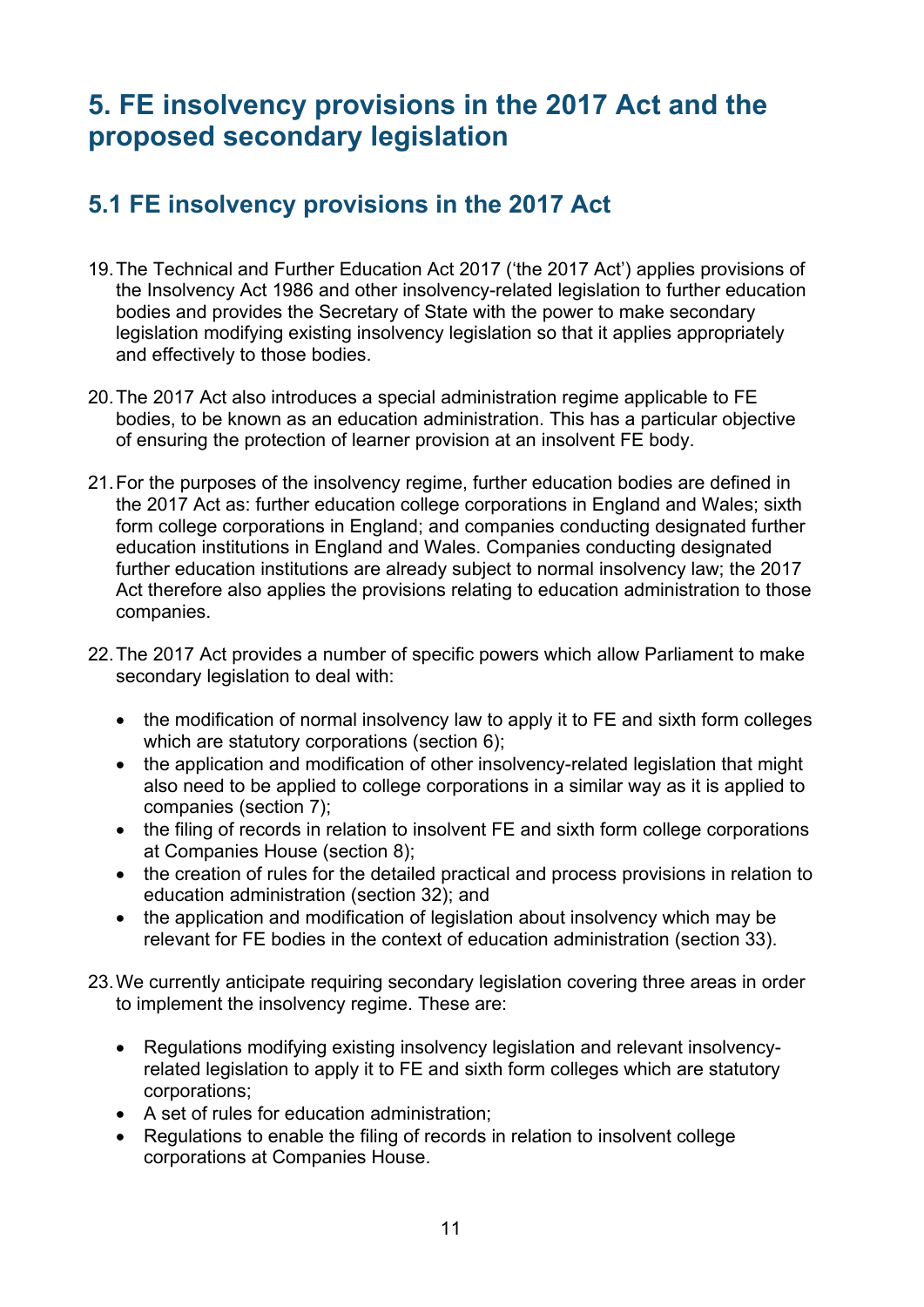# 5. FE insolvency provisions in the 2017 Act and the proposed secondary legislation

## 5.1 FE insolvency provisions in the 2017 Act

19. The Technical and Further Education Act 2017 ('the 2017 Act') applies provisions of the Insolvency Act 1986 and other insolvency-related legislation to further education bodies and provides the Secretary of State with the power to make secondary legislation modifying existing insolvency legislation so that it applies appropriately and effectively to those bodies.

20. The 2017 Act also introduces a special administration regime applicable to FE bodies, to be known as an education administration. This has a particular objective of ensuring the protection of learner provision at an insolvent FE body.

21. For the purposes of the insolvency regime, further education bodies are defined in the 2017 Act as: further education college corporations in England and Wales; sixth form college corporations in England; and companies conducting designated further education institutions in England and Wales. Companies conducting designated further education institutions are already subject to normal insolvency law; the 2017 Act therefore also applies the provisions relating to education administration to those companies.

22. The 2017 Act provides a number of specific powers which allow Parliament to make secondary legislation to deal with:

    - the modification of normal insolvency law to apply it to FE and sixth form colleges which are statutory corporations (section 6);
    - the application and modification of other insolvency-related legislation that might also need to be applied to college corporations in a similar way as it is applied to companies (section 7);
    - the filing of records in relation to insolvent FE and sixth form college corporations at Companies House (section 8);
    - the creation of rules for the detailed practical and process provisions in relation to education administration (section 32); and
    - the application and modification of legislation about insolvency which may be relevant for FE bodies in the context of education administration (section 33).

23. We currently anticipate requiring secondary legislation covering three areas in order to implement the insolvency regime. These are:

    - Regulations modifying existing insolvency legislation and relevant insolvency-related legislation to apply it to FE and sixth form colleges which are statutory corporations;
    - A set of rules for education administration;
    - Regulations to enable the filing of records in relation to insolvent college corporations at Companies House.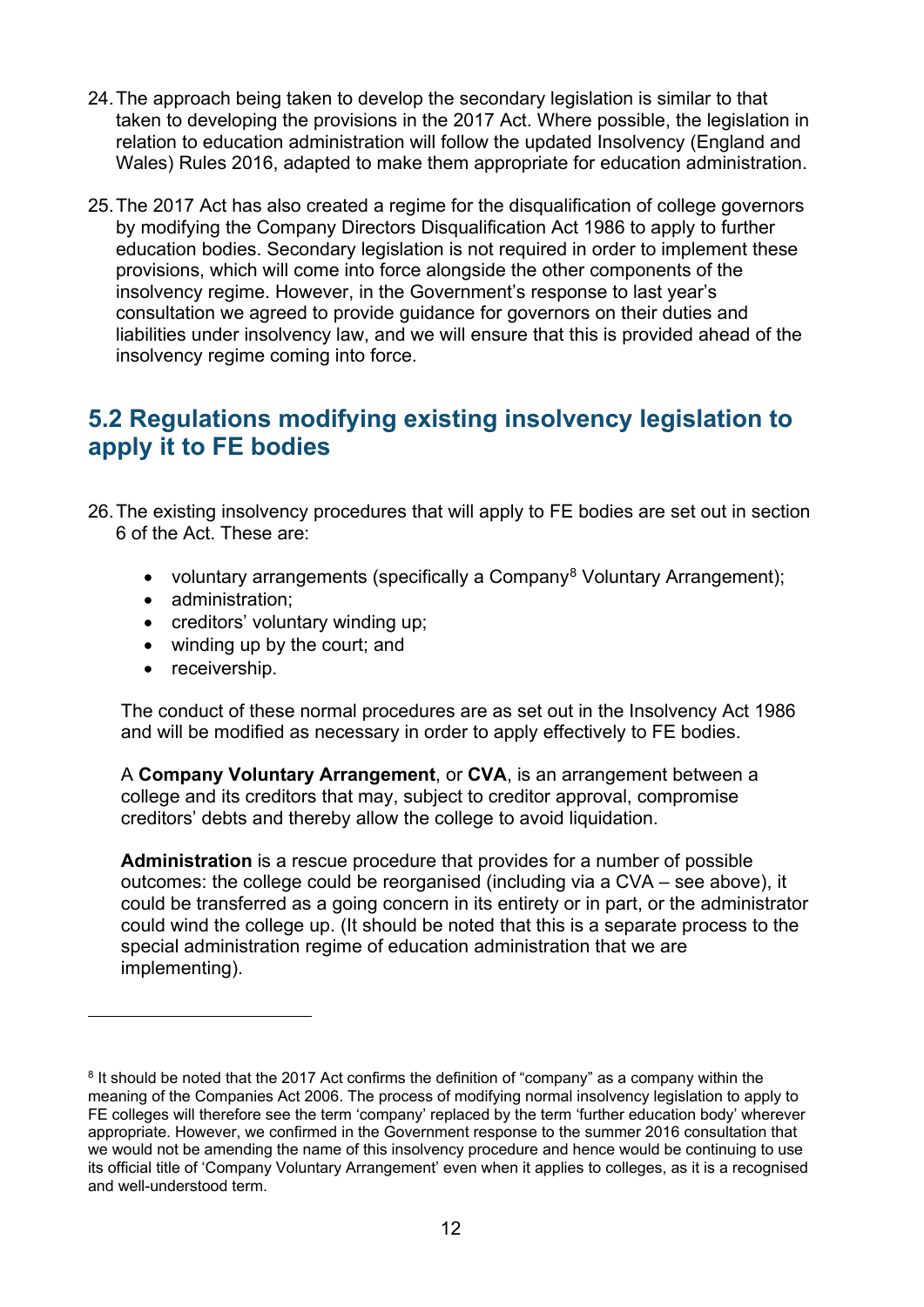24. The approach being taken to develop the secondary legislation is similar to that taken to developing the provisions in the 2017 Act. Where possible, the legislation in relation to education administration will follow the updated Insolvency (England and Wales) Rules 2016, adapted to make them appropriate for education administration.

25. The 2017 Act has also created a regime for the disqualification of college governors by modifying the Company Directors Disqualification Act 1986 to apply to further education bodies. Secondary legislation is not required in order to implement these provisions, which will come into force alongside the other components of the insolvency regime. However, in the Government's response to last year's consultation we agreed to provide guidance for governors on their duties and liabilities under insolvency law, and we will ensure that this is provided ahead of the insolvency regime coming into force.

## 5.2 Regulations modifying existing insolvency legislation to apply it to FE bodies

26. The existing insolvency procedures that will apply to FE bodies are set out in section 6 of the Act. These are:

    - voluntary arrangements (specifically a Company[8] Voluntary Arrangement);
    - administration;
    - creditors' voluntary winding up;
    - winding up by the court; and
    - receivership.

    The conduct of these normal procedures are as set out in the Insolvency Act 1986 and will be modified as necessary in order to apply effectively to FE bodies.

    A **Company Voluntary Arrangement**, or **CVA**, is an arrangement between a college and its creditors that may, subject to creditor approval, compromise creditors' debts and thereby allow the college to avoid liquidation.

    **Administration** is a rescue procedure that provides for a number of possible outcomes: the college could be reorganised (including via a CVA – see above), it could be transferred as a going concern in its entirety or in part, or the administrator could wind the college up. (It should be noted that this is a separate process to the special administration regime of education administration that we are implementing).

---

[8] It should be noted that the 2017 Act confirms the definition of "company" as a company within the meaning of the Companies Act 2006. The process of modifying normal insolvency legislation to apply to FE colleges will therefore see the term 'company' replaced by the term 'further education body' wherever appropriate. However, we confirmed in the Government response to the summer 2016 consultation that we would not be amending the name of this insolvency procedure and hence would be continuing to use its official title of 'Company Voluntary Arrangement' even when it applies to colleges, as it is a recognised and well-understood term.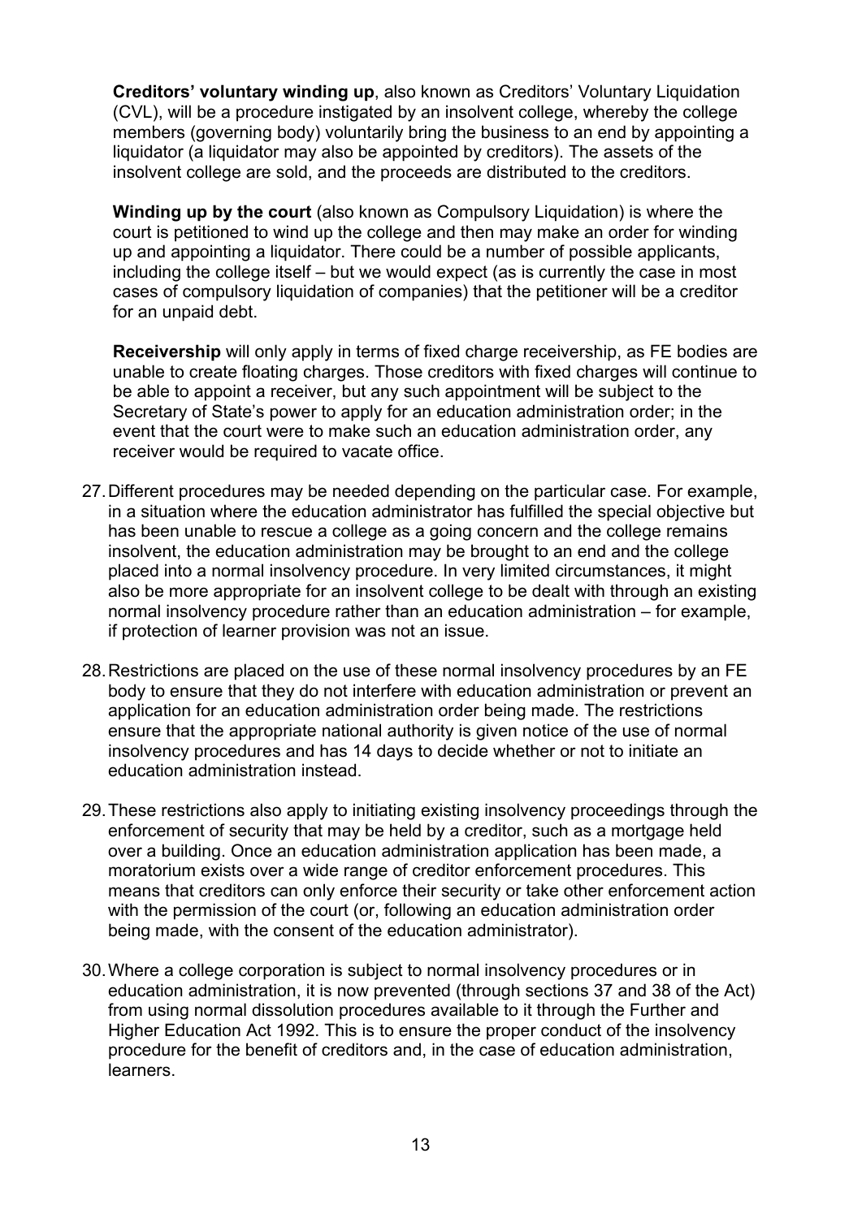**Creditors' voluntary winding up**, also known as Creditors' Voluntary Liquidation (CVL), will be a procedure instigated by an insolvent college, whereby the college members (governing body) voluntarily bring the business to an end by appointing a liquidator (a liquidator may also be appointed by creditors). The assets of the insolvent college are sold, and the proceeds are distributed to the creditors.

**Winding up by the court** (also known as Compulsory Liquidation) is where the court is petitioned to wind up the college and then may make an order for winding up and appointing a liquidator. There could be a number of possible applicants, including the college itself – but we would expect (as is currently the case in most cases of compulsory liquidation of companies) that the petitioner will be a creditor for an unpaid debt.

**Receivership** will only apply in terms of fixed charge receivership, as FE bodies are unable to create floating charges. Those creditors with fixed charges will continue to be able to appoint a receiver, but any such appointment will be subject to the Secretary of State's power to apply for an education administration order; in the event that the court were to make such an education administration order, any receiver would be required to vacate office.

27. Different procedures may be needed depending on the particular case. For example, in a situation where the education administrator has fulfilled the special objective but has been unable to rescue a college as a going concern and the college remains insolvent, the education administration may be brought to an end and the college placed into a normal insolvency procedure. In very limited circumstances, it might also be more appropriate for an insolvent college to be dealt with through an existing normal insolvency procedure rather than an education administration – for example, if protection of learner provision was not an issue.

28. Restrictions are placed on the use of these normal insolvency procedures by an FE body to ensure that they do not interfere with education administration or prevent an application for an education administration order being made. The restrictions ensure that the appropriate national authority is given notice of the use of normal insolvency procedures and has 14 days to decide whether or not to initiate an education administration instead.

29. These restrictions also apply to initiating existing insolvency proceedings through the enforcement of security that may be held by a creditor, such as a mortgage held over a building. Once an education administration application has been made, a moratorium exists over a wide range of creditor enforcement procedures. This means that creditors can only enforce their security or take other enforcement action with the permission of the court (or, following an education administration order being made, with the consent of the education administrator).

30. Where a college corporation is subject to normal insolvency procedures or in education administration, it is now prevented (through sections 37 and 38 of the Act) from using normal dissolution procedures available to it through the Further and Higher Education Act 1992. This is to ensure the proper conduct of the insolvency procedure for the benefit of creditors and, in the case of education administration, learners.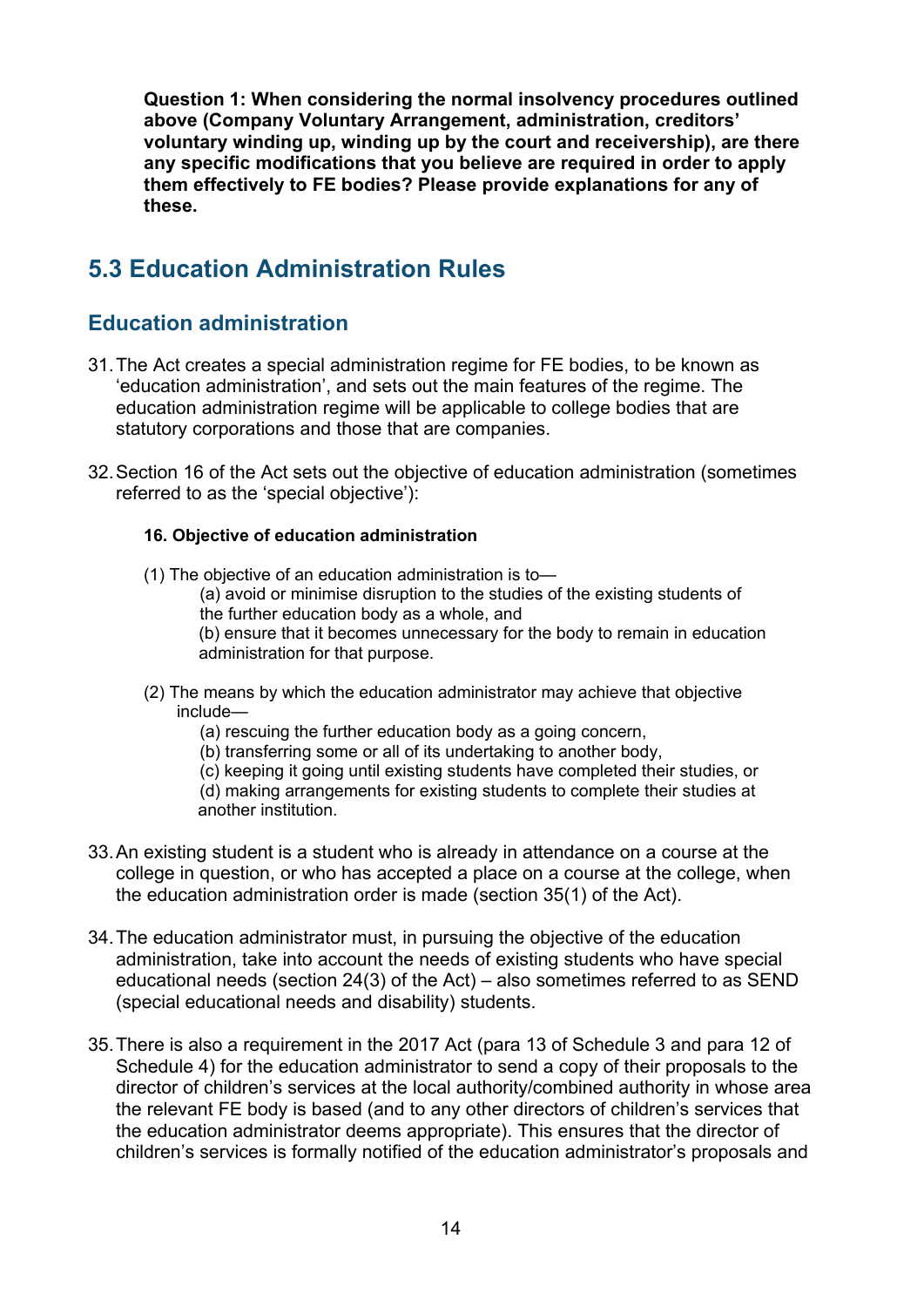**Question 1: When considering the normal insolvency procedures outlined above (Company Voluntary Arrangement, administration, creditors' voluntary winding up, winding up by the court and receivership), are there any specific modifications that you believe are required in order to apply them effectively to FE bodies? Please provide explanations for any of these.**

## 5.3 Education Administration Rules

### Education administration

31. The Act creates a special administration regime for FE bodies, to be known as 'education administration', and sets out the main features of the regime. The education administration regime will be applicable to college bodies that are statutory corporations and those that are companies.

32. Section 16 of the Act sets out the objective of education administration (sometimes referred to as the 'special objective'):

> **16. Objective of education administration**
>
> (1) The objective of an education administration is to—
>
> (a) avoid or minimise disruption to the studies of the existing students of the further education body as a whole, and
>
> (b) ensure that it becomes unnecessary for the body to remain in education administration for that purpose.
>
> (2) The means by which the education administrator may achieve that objective include—
>
> (a) rescuing the further education body as a going concern,
>
> (b) transferring some or all of its undertaking to another body,
>
> (c) keeping it going until existing students have completed their studies, or
>
> (d) making arrangements for existing students to complete their studies at another institution.

33. An existing student is a student who is already in attendance on a course at the college in question, or who has accepted a place on a course at the college, when the education administration order is made (section 35(1) of the Act).

34. The education administrator must, in pursuing the objective of the education administration, take into account the needs of existing students who have special educational needs (section 24(3) of the Act) – also sometimes referred to as SEND (special educational needs and disability) students.

35. There is also a requirement in the 2017 Act (para 13 of Schedule 3 and para 12 of Schedule 4) for the education administrator to send a copy of their proposals to the director of children's services at the local authority/combined authority in whose area the relevant FE body is based (and to any other directors of children's services that the education administrator deems appropriate). This ensures that the director of children's services is formally notified of the education administrator's proposals and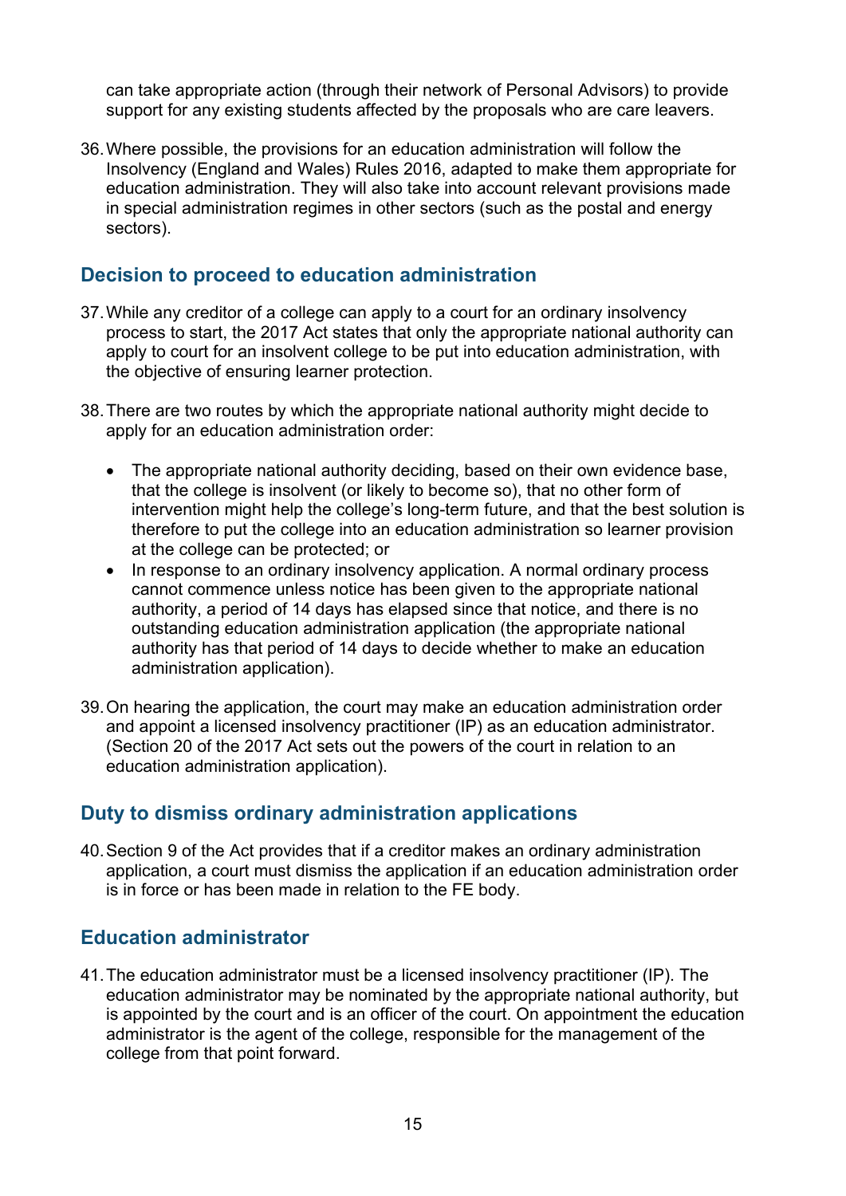can take appropriate action (through their network of Personal Advisors) to provide support for any existing students affected by the proposals who are care leavers.

36. Where possible, the provisions for an education administration will follow the Insolvency (England and Wales) Rules 2016, adapted to make them appropriate for education administration. They will also take into account relevant provisions made in special administration regimes in other sectors (such as the postal and energy sectors).

## Decision to proceed to education administration

37. While any creditor of a college can apply to a court for an ordinary insolvency process to start, the 2017 Act states that only the appropriate national authority can apply to court for an insolvent college to be put into education administration, with the objective of ensuring learner protection.

38. There are two routes by which the appropriate national authority might decide to apply for an education administration order:

   - The appropriate national authority deciding, based on their own evidence base, that the college is insolvent (or likely to become so), that no other form of intervention might help the college's long-term future, and that the best solution is therefore to put the college into an education administration so learner provision at the college can be protected; or
   - In response to an ordinary insolvency application. A normal ordinary process cannot commence unless notice has been given to the appropriate national authority, a period of 14 days has elapsed since that notice, and there is no outstanding education administration application (the appropriate national authority has that period of 14 days to decide whether to make an education administration application).

39. On hearing the application, the court may make an education administration order and appoint a licensed insolvency practitioner (IP) as an education administrator. (Section 20 of the 2017 Act sets out the powers of the court in relation to an education administration application).

## Duty to dismiss ordinary administration applications

40. Section 9 of the Act provides that if a creditor makes an ordinary administration application, a court must dismiss the application if an education administration order is in force or has been made in relation to the FE body.

## Education administrator

41. The education administrator must be a licensed insolvency practitioner (IP). The education administrator may be nominated by the appropriate national authority, but is appointed by the court and is an officer of the court. On appointment the education administrator is the agent of the college, responsible for the management of the college from that point forward.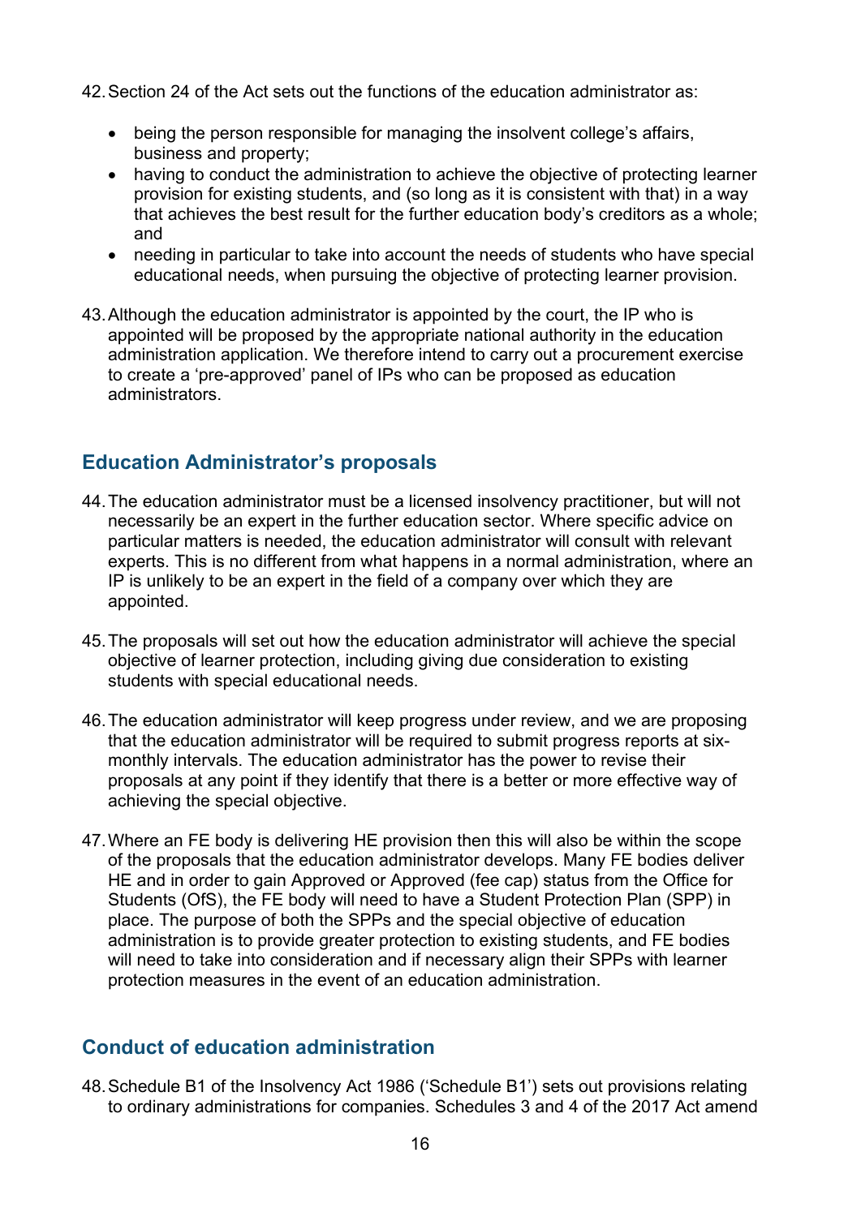42. Section 24 of the Act sets out the functions of the education administrator as:

    - being the person responsible for managing the insolvent college's affairs, business and property;
    - having to conduct the administration to achieve the objective of protecting learner provision for existing students, and (so long as it is consistent with that) in a way that achieves the best result for the further education body's creditors as a whole; and
    - needing in particular to take into account the needs of students who have special educational needs, when pursuing the objective of protecting learner provision.

43. Although the education administrator is appointed by the court, the IP who is appointed will be proposed by the appropriate national authority in the education administration application. We therefore intend to carry out a procurement exercise to create a 'pre-approved' panel of IPs who can be proposed as education administrators.

## Education Administrator's proposals

44. The education administrator must be a licensed insolvency practitioner, but will not necessarily be an expert in the further education sector. Where specific advice on particular matters is needed, the education administrator will consult with relevant experts. This is no different from what happens in a normal administration, where an IP is unlikely to be an expert in the field of a company over which they are appointed.

45. The proposals will set out how the education administrator will achieve the special objective of learner protection, including giving due consideration to existing students with special educational needs.

46. The education administrator will keep progress under review, and we are proposing that the education administrator will be required to submit progress reports at six-monthly intervals. The education administrator has the power to revise their proposals at any point if they identify that there is a better or more effective way of achieving the special objective.

47. Where an FE body is delivering HE provision then this will also be within the scope of the proposals that the education administrator develops. Many FE bodies deliver HE and in order to gain Approved or Approved (fee cap) status from the Office for Students (OfS), the FE body will need to have a Student Protection Plan (SPP) in place. The purpose of both the SPPs and the special objective of education administration is to provide greater protection to existing students, and FE bodies will need to take into consideration and if necessary align their SPPs with learner protection measures in the event of an education administration.

## Conduct of education administration

48. Schedule B1 of the Insolvency Act 1986 ('Schedule B1') sets out provisions relating to ordinary administrations for companies. Schedules 3 and 4 of the 2017 Act amend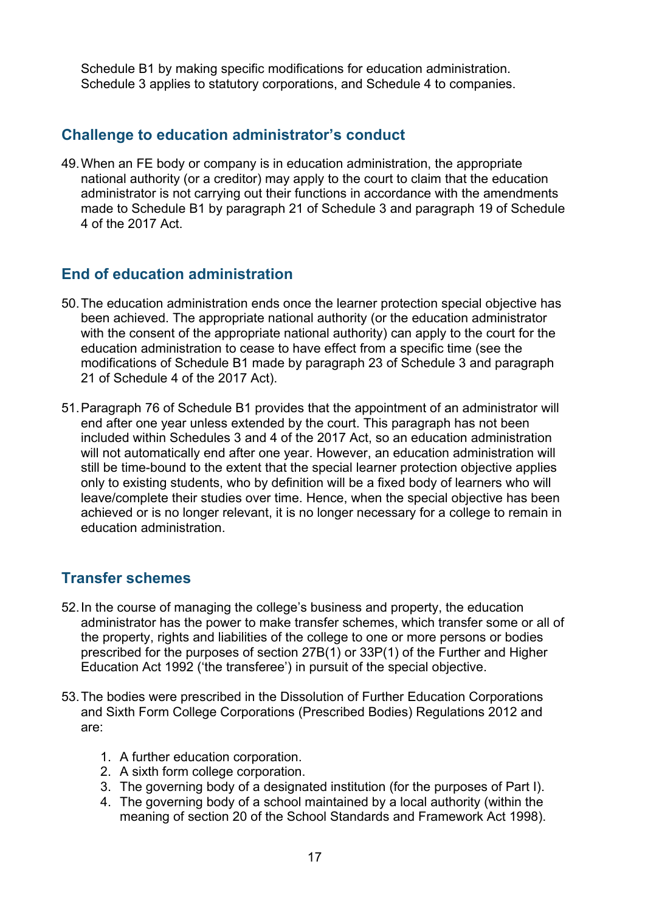Schedule B1 by making specific modifications for education administration. Schedule 3 applies to statutory corporations, and Schedule 4 to companies.

## Challenge to education administrator's conduct

49. When an FE body or company is in education administration, the appropriate national authority (or a creditor) may apply to the court to claim that the education administrator is not carrying out their functions in accordance with the amendments made to Schedule B1 by paragraph 21 of Schedule 3 and paragraph 19 of Schedule 4 of the 2017 Act.

## End of education administration

50. The education administration ends once the learner protection special objective has been achieved. The appropriate national authority (or the education administrator with the consent of the appropriate national authority) can apply to the court for the education administration to cease to have effect from a specific time (see the modifications of Schedule B1 made by paragraph 23 of Schedule 3 and paragraph 21 of Schedule 4 of the 2017 Act).

51. Paragraph 76 of Schedule B1 provides that the appointment of an administrator will end after one year unless extended by the court. This paragraph has not been included within Schedules 3 and 4 of the 2017 Act, so an education administration will not automatically end after one year. However, an education administration will still be time-bound to the extent that the special learner protection objective applies only to existing students, who by definition will be a fixed body of learners who will leave/complete their studies over time. Hence, when the special objective has been achieved or is no longer relevant, it is no longer necessary for a college to remain in education administration.

## Transfer schemes

52. In the course of managing the college's business and property, the education administrator has the power to make transfer schemes, which transfer some or all of the property, rights and liabilities of the college to one or more persons or bodies prescribed for the purposes of section 27B(1) or 33P(1) of the Further and Higher Education Act 1992 ('the transferee') in pursuit of the special objective.

53. The bodies were prescribed in the Dissolution of Further Education Corporations and Sixth Form College Corporations (Prescribed Bodies) Regulations 2012 and are:

    1. A further education corporation.
    2. A sixth form college corporation.
    3. The governing body of a designated institution (for the purposes of Part I).
    4. The governing body of a school maintained by a local authority (within the meaning of section 20 of the School Standards and Framework Act 1998).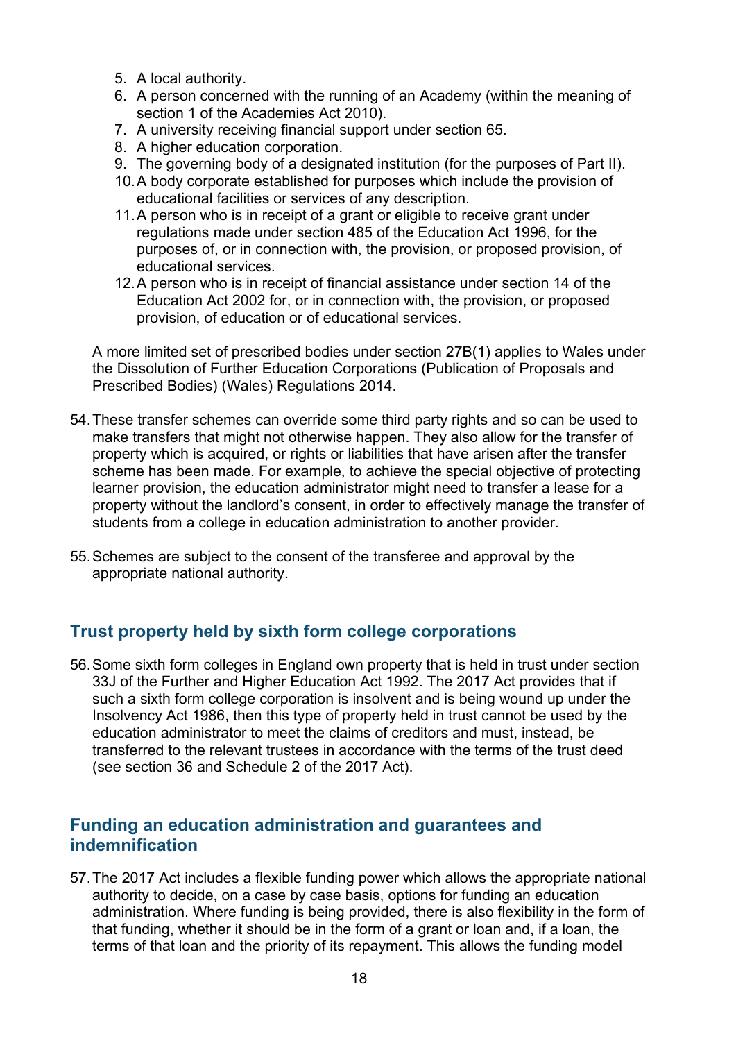5. A local authority.
6. A person concerned with the running of an Academy (within the meaning of section 1 of the Academies Act 2010).
7. A university receiving financial support under section 65.
8. A higher education corporation.
9. The governing body of a designated institution (for the purposes of Part II).
10. A body corporate established for purposes which include the provision of educational facilities or services of any description.
11. A person who is in receipt of a grant or eligible to receive grant under regulations made under section 485 of the Education Act 1996, for the purposes of, or in connection with, the provision, or proposed provision, of educational services.
12. A person who is in receipt of financial assistance under section 14 of the Education Act 2002 for, or in connection with, the provision, or proposed provision, of education or of educational services.

A more limited set of prescribed bodies under section 27B(1) applies to Wales under the Dissolution of Further Education Corporations (Publication of Proposals and Prescribed Bodies) (Wales) Regulations 2014.

54. These transfer schemes can override some third party rights and so can be used to make transfers that might not otherwise happen. They also allow for the transfer of property which is acquired, or rights or liabilities that have arisen after the transfer scheme has been made. For example, to achieve the special objective of protecting learner provision, the education administrator might need to transfer a lease for a property without the landlord's consent, in order to effectively manage the transfer of students from a college in education administration to another provider.

55. Schemes are subject to the consent of the transferee and approval by the appropriate national authority.

## Trust property held by sixth form college corporations

56. Some sixth form colleges in England own property that is held in trust under section 33J of the Further and Higher Education Act 1992. The 2017 Act provides that if such a sixth form college corporation is insolvent and is being wound up under the Insolvency Act 1986, then this type of property held in trust cannot be used by the education administrator to meet the claims of creditors and must, instead, be transferred to the relevant trustees in accordance with the terms of the trust deed (see section 36 and Schedule 2 of the 2017 Act).

## Funding an education administration and guarantees and indemnification

57. The 2017 Act includes a flexible funding power which allows the appropriate national authority to decide, on a case by case basis, options for funding an education administration. Where funding is being provided, there is also flexibility in the form of that funding, whether it should be in the form of a grant or loan and, if a loan, the terms of that loan and the priority of its repayment. This allows the funding model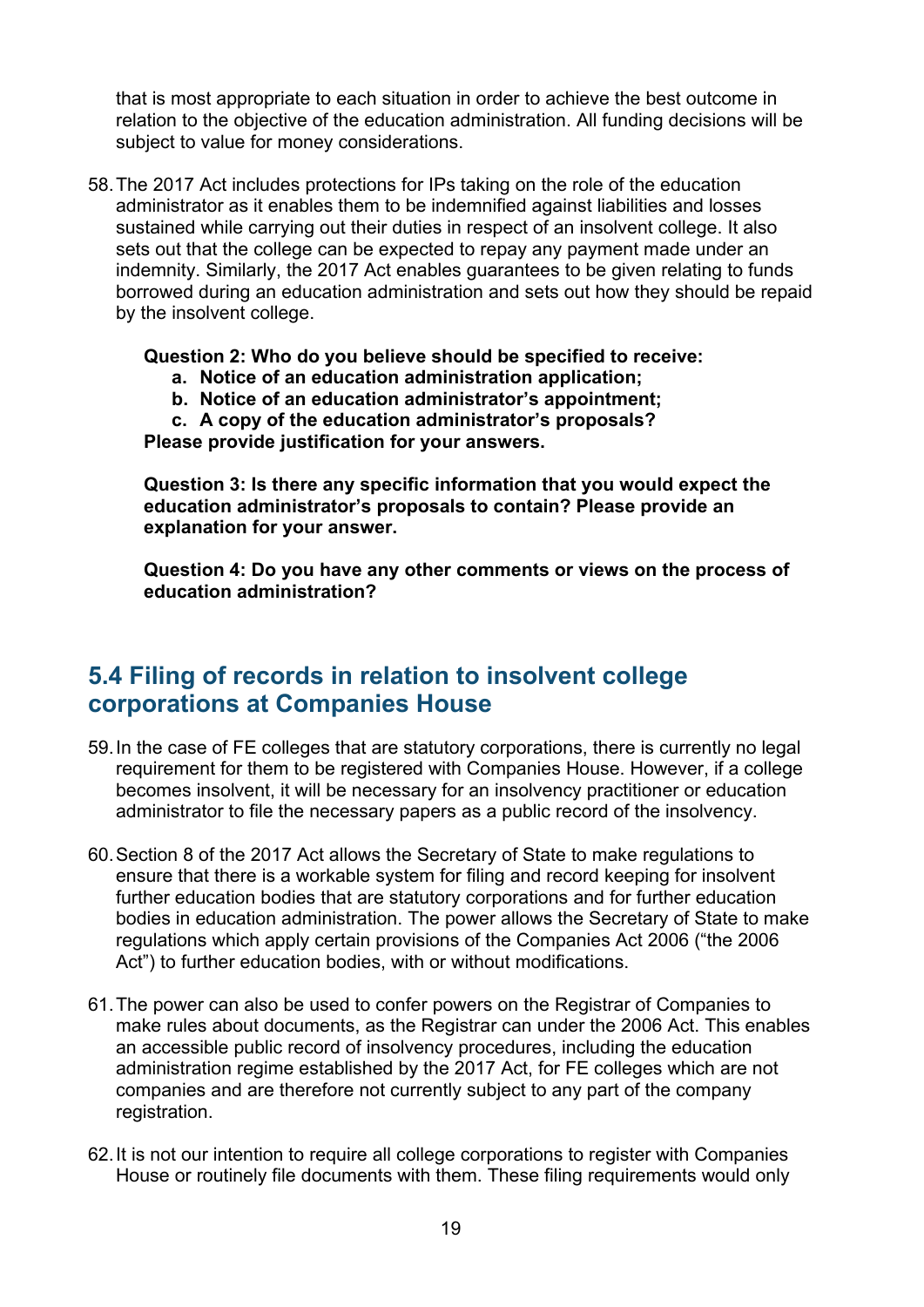that is most appropriate to each situation in order to achieve the best outcome in relation to the objective of the education administration. All funding decisions will be subject to value for money considerations.

58. The 2017 Act includes protections for IPs taking on the role of the education administrator as it enables them to be indemnified against liabilities and losses sustained while carrying out their duties in respect of an insolvent college. It also sets out that the college can be expected to repay any payment made under an indemnity. Similarly, the 2017 Act enables guarantees to be given relating to funds borrowed during an education administration and sets out how they should be repaid by the insolvent college.

> **Question 2: Who do you believe should be specified to receive:**
> **a. Notice of an education administration application;**
> **b. Notice of an education administrator's appointment;**
> **c. A copy of the education administrator's proposals?**
> **Please provide justification for your answers.**
>
> **Question 3: Is there any specific information that you would expect the education administrator's proposals to contain? Please provide an explanation for your answer.**
>
> **Question 4: Do you have any other comments or views on the process of education administration?**

## 5.4 Filing of records in relation to insolvent college corporations at Companies House

59. In the case of FE colleges that are statutory corporations, there is currently no legal requirement for them to be registered with Companies House. However, if a college becomes insolvent, it will be necessary for an insolvency practitioner or education administrator to file the necessary papers as a public record of the insolvency.

60. Section 8 of the 2017 Act allows the Secretary of State to make regulations to ensure that there is a workable system for filing and record keeping for insolvent further education bodies that are statutory corporations and for further education bodies in education administration. The power allows the Secretary of State to make regulations which apply certain provisions of the Companies Act 2006 ("the 2006 Act") to further education bodies, with or without modifications.

61. The power can also be used to confer powers on the Registrar of Companies to make rules about documents, as the Registrar can under the 2006 Act. This enables an accessible public record of insolvency procedures, including the education administration regime established by the 2017 Act, for FE colleges which are not companies and are therefore not currently subject to any part of the company registration.

62. It is not our intention to require all college corporations to register with Companies House or routinely file documents with them. These filing requirements would only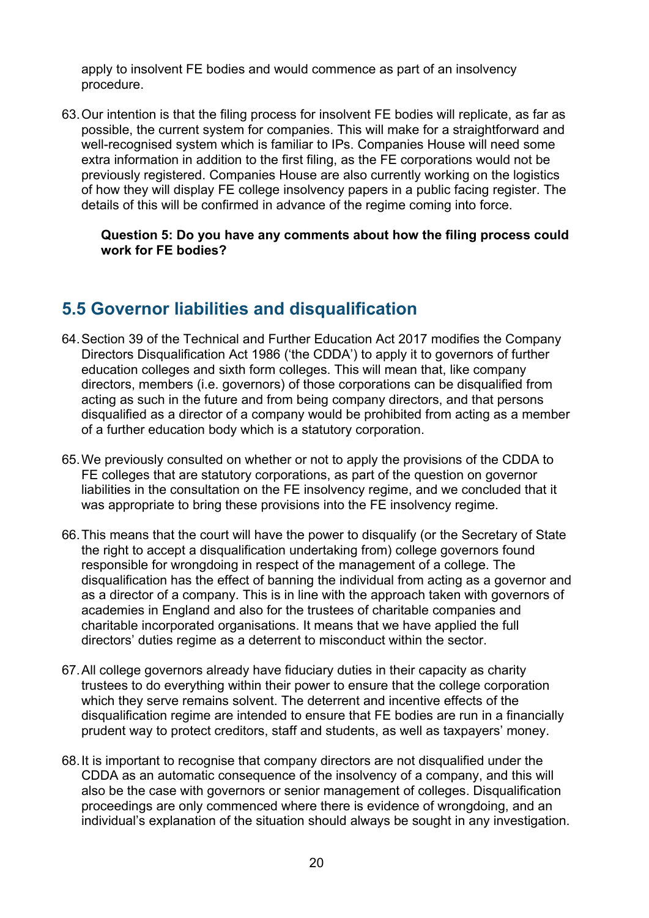apply to insolvent FE bodies and would commence as part of an insolvency procedure.

63. Our intention is that the filing process for insolvent FE bodies will replicate, as far as possible, the current system for companies. This will make for a straightforward and well-recognised system which is familiar to IPs. Companies House will need some extra information in addition to the first filing, as the FE corporations would not be previously registered. Companies House are also currently working on the logistics of how they will display FE college insolvency papers in a public facing register. The details of this will be confirmed in advance of the regime coming into force.

**Question 5: Do you have any comments about how the filing process could work for FE bodies?**

## 5.5 Governor liabilities and disqualification

64. Section 39 of the Technical and Further Education Act 2017 modifies the Company Directors Disqualification Act 1986 ('the CDDA') to apply it to governors of further education colleges and sixth form colleges. This will mean that, like company directors, members (i.e. governors) of those corporations can be disqualified from acting as such in the future and from being company directors, and that persons disqualified as a director of a company would be prohibited from acting as a member of a further education body which is a statutory corporation.

65. We previously consulted on whether or not to apply the provisions of the CDDA to FE colleges that are statutory corporations, as part of the question on governor liabilities in the consultation on the FE insolvency regime, and we concluded that it was appropriate to bring these provisions into the FE insolvency regime.

66. This means that the court will have the power to disqualify (or the Secretary of State the right to accept a disqualification undertaking from) college governors found responsible for wrongdoing in respect of the management of a college. The disqualification has the effect of banning the individual from acting as a governor and as a director of a company. This is in line with the approach taken with governors of academies in England and also for the trustees of charitable companies and charitable incorporated organisations. It means that we have applied the full directors' duties regime as a deterrent to misconduct within the sector.

67. All college governors already have fiduciary duties in their capacity as charity trustees to do everything within their power to ensure that the college corporation which they serve remains solvent. The deterrent and incentive effects of the disqualification regime are intended to ensure that FE bodies are run in a financially prudent way to protect creditors, staff and students, as well as taxpayers' money.

68. It is important to recognise that company directors are not disqualified under the CDDA as an automatic consequence of the insolvency of a company, and this will also be the case with governors or senior management of colleges. Disqualification proceedings are only commenced where there is evidence of wrongdoing, and an individual's explanation of the situation should always be sought in any investigation.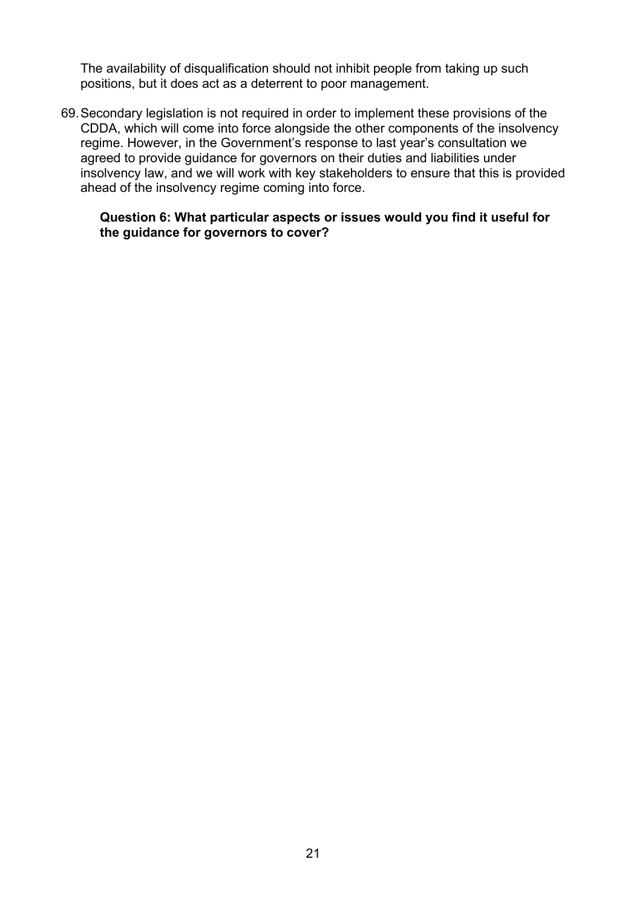The availability of disqualification should not inhibit people from taking up such positions, but it does act as a deterrent to poor management.

69. Secondary legislation is not required in order to implement these provisions of the CDDA, which will come into force alongside the other components of the insolvency regime. However, in the Government's response to last year's consultation we agreed to provide guidance for governors on their duties and liabilities under insolvency law, and we will work with key stakeholders to ensure that this is provided ahead of the insolvency regime coming into force.

**Question 6: What particular aspects or issues would you find it useful for the guidance for governors to cover?**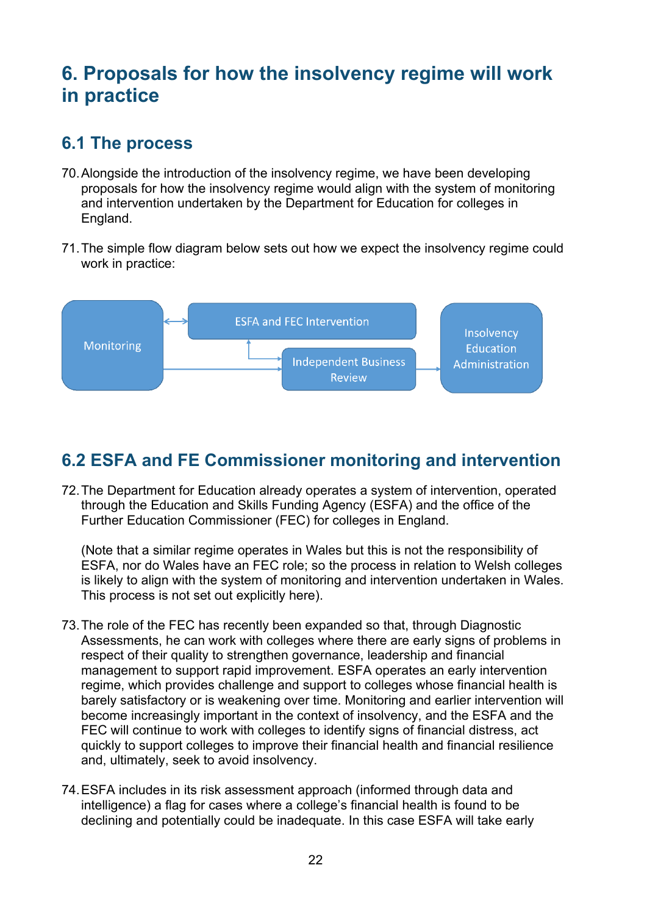# 6. Proposals for how the insolvency regime will work in practice

## 6.1 The process

70. Alongside the introduction of the insolvency regime, we have been developing proposals for how the insolvency regime would align with the system of monitoring and intervention undertaken by the Department for Education for colleges in England.

71. The simple flow diagram below sets out how we expect the insolvency regime could work in practice:

Monitoring ↔ ESFA and FEC Intervention

Monitoring → Independent Business Review

Independent Business Review ↔ ESFA and FEC Intervention

Independent Business Review → Insolvency Education Administration

## 6.2 ESFA and FE Commissioner monitoring and intervention

72. The Department for Education already operates a system of intervention, operated through the Education and Skills Funding Agency (ESFA) and the office of the Further Education Commissioner (FEC) for colleges in England.

    (Note that a similar regime operates in Wales but this is not the responsibility of ESFA, nor do Wales have an FEC role; so the process in relation to Welsh colleges is likely to align with the system of monitoring and intervention undertaken in Wales. This process is not set out explicitly here).

73. The role of the FEC has recently been expanded so that, through Diagnostic Assessments, he can work with colleges where there are early signs of problems in respect of their quality to strengthen governance, leadership and financial management to support rapid improvement. ESFA operates an early intervention regime, which provides challenge and support to colleges whose financial health is barely satisfactory or is weakening over time. Monitoring and earlier intervention will become increasingly important in the context of insolvency, and the ESFA and the FEC will continue to work with colleges to identify signs of financial distress, act quickly to support colleges to improve their financial health and financial resilience and, ultimately, seek to avoid insolvency.

74. ESFA includes in its risk assessment approach (informed through data and intelligence) a flag for cases where a college's financial health is found to be declining and potentially could be inadequate. In this case ESFA will take early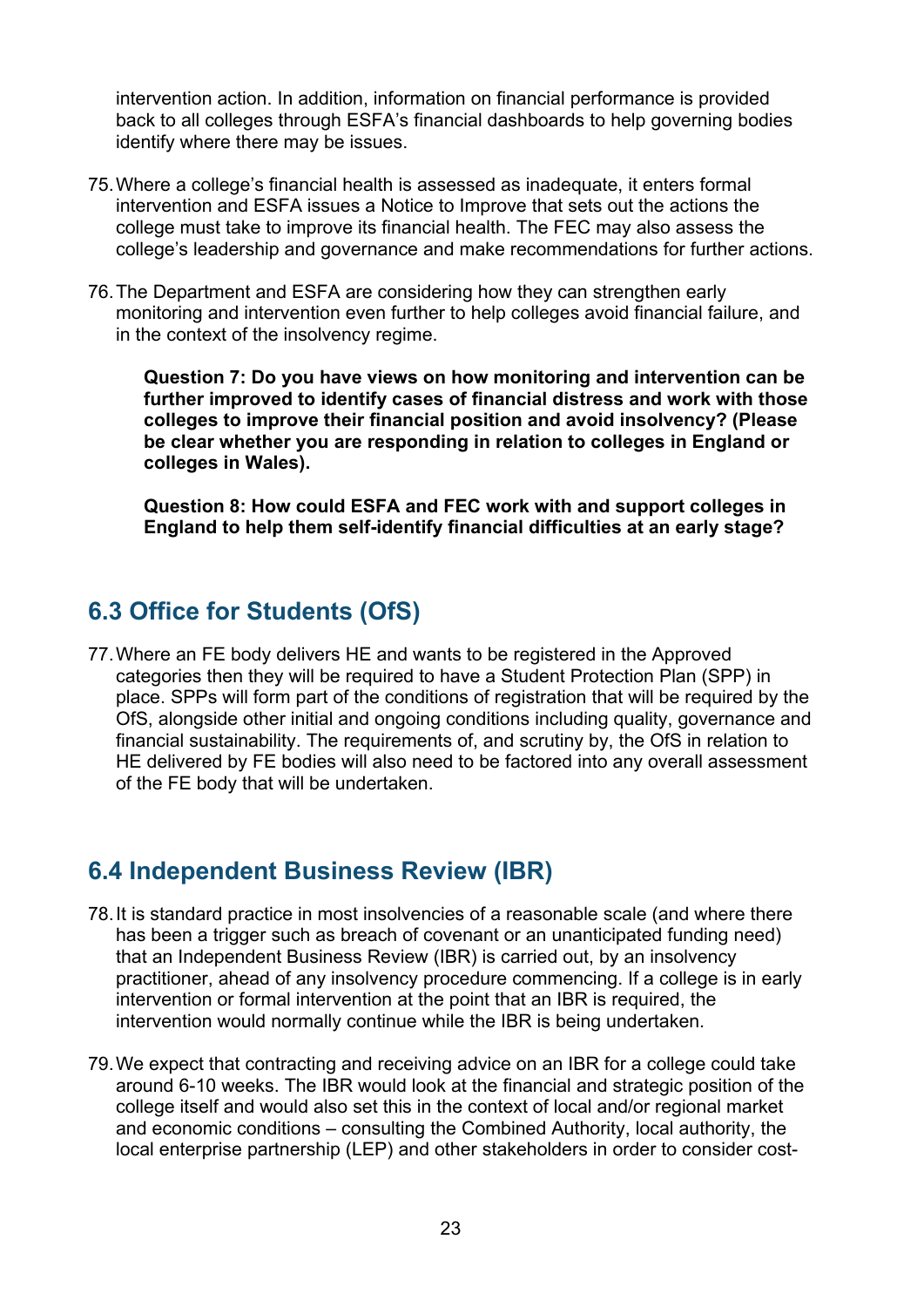intervention action. In addition, information on financial performance is provided back to all colleges through ESFA's financial dashboards to help governing bodies identify where there may be issues.

75. Where a college's financial health is assessed as inadequate, it enters formal intervention and ESFA issues a Notice to Improve that sets out the actions the college must take to improve its financial health. The FEC may also assess the college's leadership and governance and make recommendations for further actions.

76. The Department and ESFA are considering how they can strengthen early monitoring and intervention even further to help colleges avoid financial failure, and in the context of the insolvency regime.

> **Question 7: Do you have views on how monitoring and intervention can be further improved to identify cases of financial distress and work with those colleges to improve their financial position and avoid insolvency? (Please be clear whether you are responding in relation to colleges in England or colleges in Wales).**
>
> **Question 8: How could ESFA and FEC work with and support colleges in England to help them self-identify financial difficulties at an early stage?**

## 6.3 Office for Students (OfS)

77. Where an FE body delivers HE and wants to be registered in the Approved categories then they will be required to have a Student Protection Plan (SPP) in place. SPPs will form part of the conditions of registration that will be required by the OfS, alongside other initial and ongoing conditions including quality, governance and financial sustainability. The requirements of, and scrutiny by, the OfS in relation to HE delivered by FE bodies will also need to be factored into any overall assessment of the FE body that will be undertaken.

## 6.4 Independent Business Review (IBR)

78. It is standard practice in most insolvencies of a reasonable scale (and where there has been a trigger such as breach of covenant or an unanticipated funding need) that an Independent Business Review (IBR) is carried out, by an insolvency practitioner, ahead of any insolvency procedure commencing. If a college is in early intervention or formal intervention at the point that an IBR is required, the intervention would normally continue while the IBR is being undertaken.

79. We expect that contracting and receiving advice on an IBR for a college could take around 6-10 weeks. The IBR would look at the financial and strategic position of the college itself and would also set this in the context of local and/or regional market and economic conditions – consulting the Combined Authority, local authority, the local enterprise partnership (LEP) and other stakeholders in order to consider cost-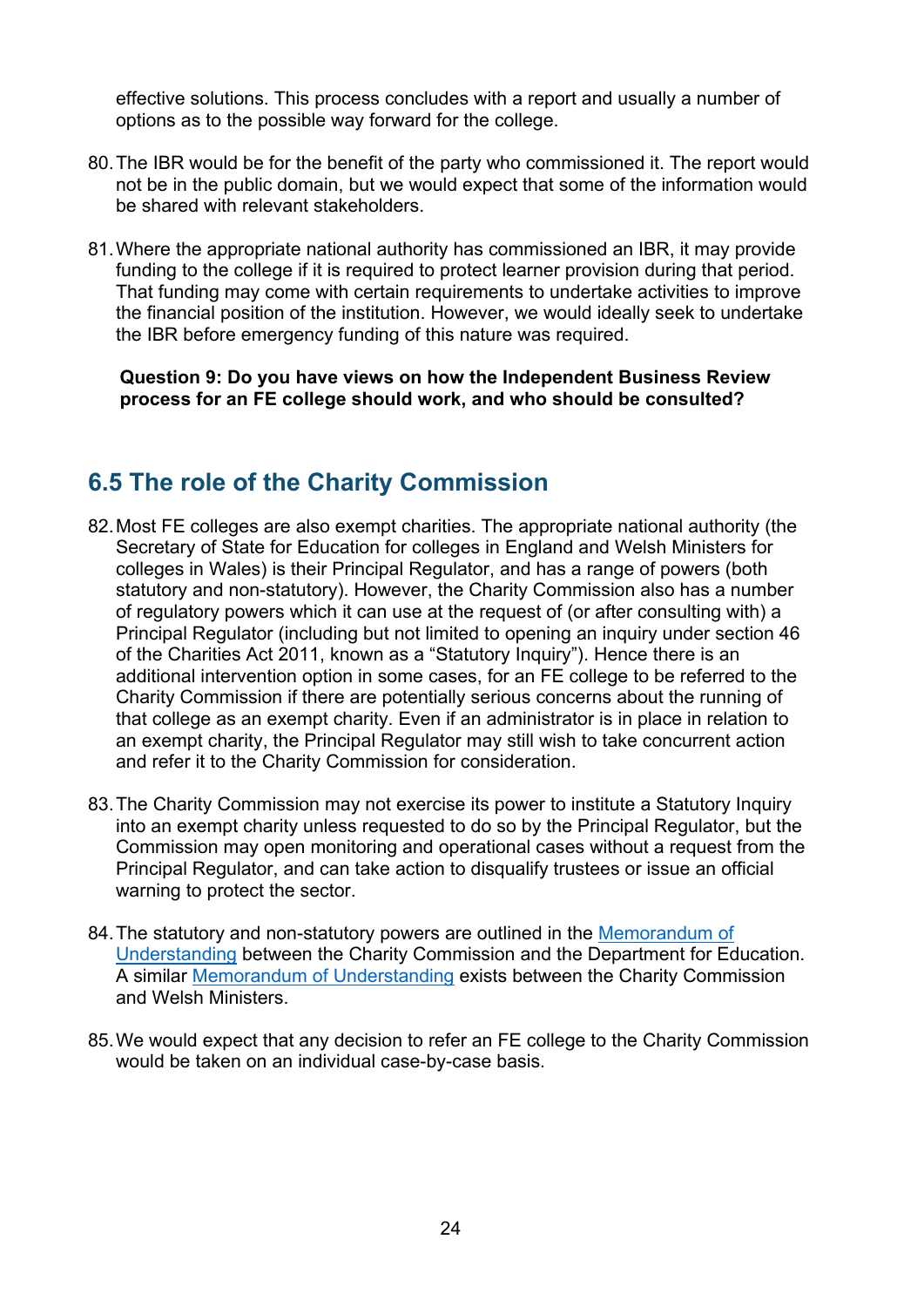effective solutions. This process concludes with a report and usually a number of options as to the possible way forward for the college.

80. The IBR would be for the benefit of the party who commissioned it. The report would not be in the public domain, but we would expect that some of the information would be shared with relevant stakeholders.

81. Where the appropriate national authority has commissioned an IBR, it may provide funding to the college if it is required to protect learner provision during that period. That funding may come with certain requirements to undertake activities to improve the financial position of the institution. However, we would ideally seek to undertake the IBR before emergency funding of this nature was required.

**Question 9: Do you have views on how the Independent Business Review process for an FE college should work, and who should be consulted?**

## 6.5 The role of the Charity Commission

82. Most FE colleges are also exempt charities. The appropriate national authority (the Secretary of State for Education for colleges in England and Welsh Ministers for colleges in Wales) is their Principal Regulator, and has a range of powers (both statutory and non-statutory). However, the Charity Commission also has a number of regulatory powers which it can use at the request of (or after consulting with) a Principal Regulator (including but not limited to opening an inquiry under section 46 of the Charities Act 2011, known as a "Statutory Inquiry"). Hence there is an additional intervention option in some cases, for an FE college to be referred to the Charity Commission if there are potentially serious concerns about the running of that college as an exempt charity. Even if an administrator is in place in relation to an exempt charity, the Principal Regulator may still wish to take concurrent action and refer it to the Charity Commission for consideration.

83. The Charity Commission may not exercise its power to institute a Statutory Inquiry into an exempt charity unless requested to do so by the Principal Regulator, but the Commission may open monitoring and operational cases without a request from the Principal Regulator, and can take action to disqualify trustees or issue an official warning to protect the sector.

84. The statutory and non-statutory powers are outlined in the Memorandum of Understanding between the Charity Commission and the Department for Education. A similar Memorandum of Understanding exists between the Charity Commission and Welsh Ministers.

85. We would expect that any decision to refer an FE college to the Charity Commission would be taken on an individual case-by-case basis.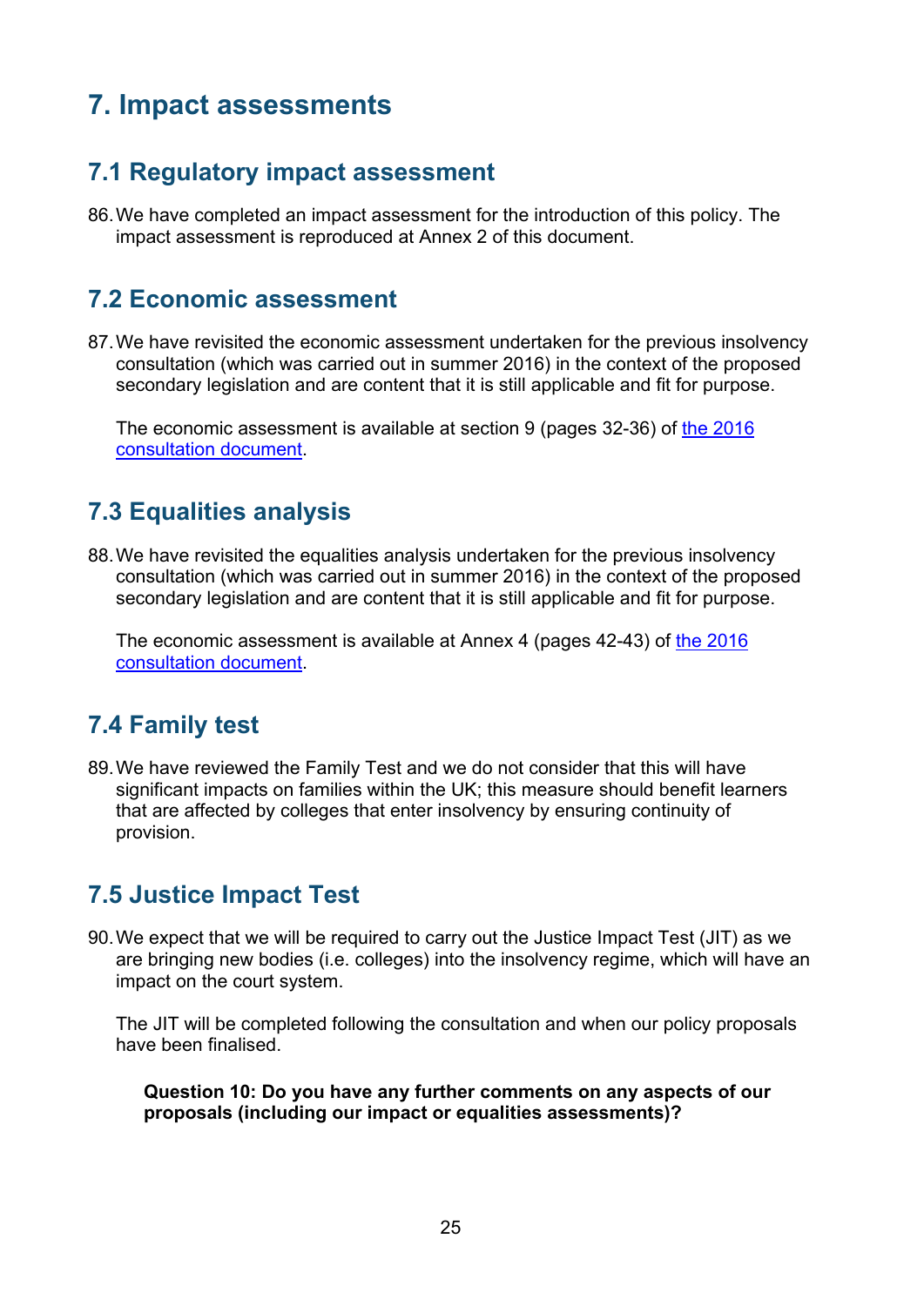# 7. Impact assessments

## 7.1 Regulatory impact assessment

86. We have completed an impact assessment for the introduction of this policy. The impact assessment is reproduced at Annex 2 of this document.

## 7.2 Economic assessment

87. We have revisited the economic assessment undertaken for the previous insolvency consultation (which was carried out in summer 2016) in the context of the proposed secondary legislation and are content that it is still applicable and fit for purpose.

    The economic assessment is available at section 9 (pages 32-36) of [the 2016 consultation document](#).

## 7.3 Equalities analysis

88. We have revisited the equalities analysis undertaken for the previous insolvency consultation (which was carried out in summer 2016) in the context of the proposed secondary legislation and are content that it is still applicable and fit for purpose.

    The economic assessment is available at Annex 4 (pages 42-43) of [the 2016 consultation document](#).

## 7.4 Family test

89. We have reviewed the Family Test and we do not consider that this will have significant impacts on families within the UK; this measure should benefit learners that are affected by colleges that enter insolvency by ensuring continuity of provision.

## 7.5 Justice Impact Test

90. We expect that we will be required to carry out the Justice Impact Test (JIT) as we are bringing new bodies (i.e. colleges) into the insolvency regime, which will have an impact on the court system.

    The JIT will be completed following the consultation and when our policy proposals have been finalised.

> **Question 10: Do you have any further comments on any aspects of our proposals (including our impact or equalities assessments)?**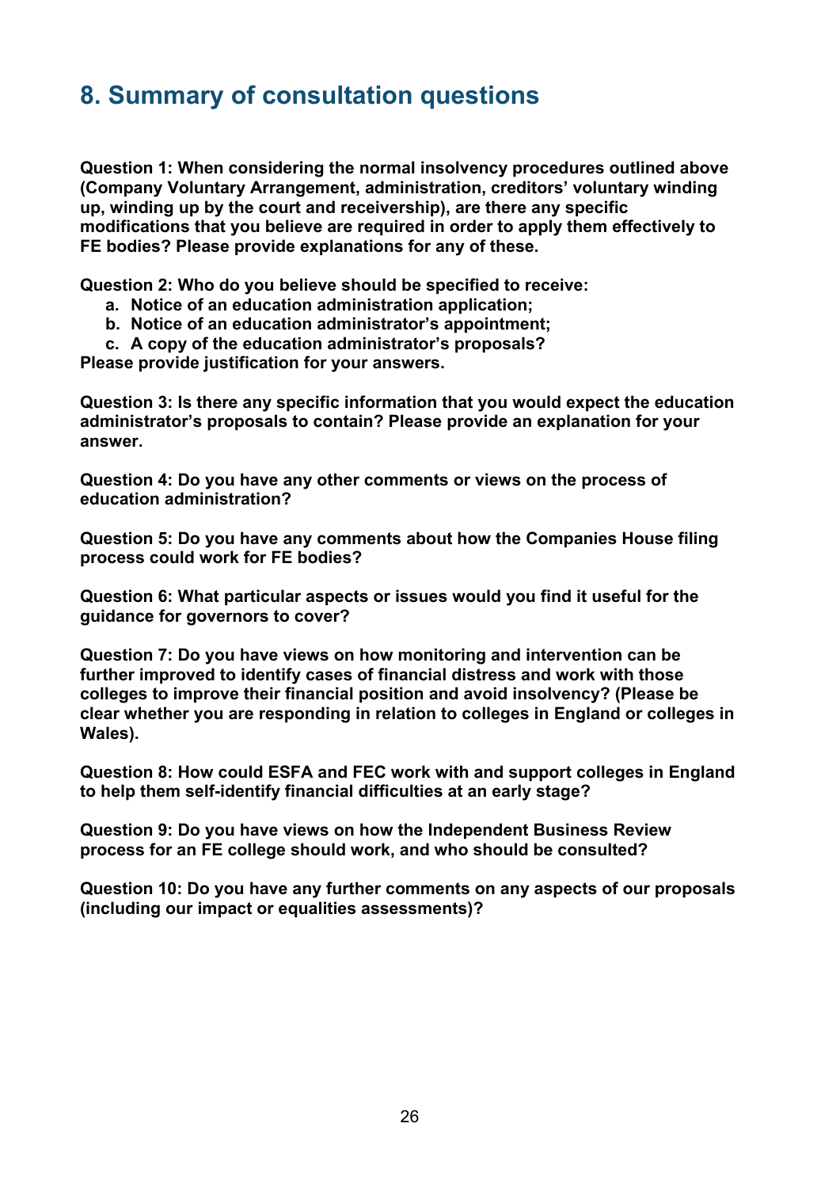## 8. Summary of consultation questions

**Question 1: When considering the normal insolvency procedures outlined above (Company Voluntary Arrangement, administration, creditors' voluntary winding up, winding up by the court and receivership), are there any specific modifications that you believe are required in order to apply them effectively to FE bodies? Please provide explanations for any of these.**

**Question 2: Who do you believe should be specified to receive:**

- **a. Notice of an education administration application;**
- **b. Notice of an education administrator's appointment;**
- **c. A copy of the education administrator's proposals?**

**Please provide justification for your answers.**

**Question 3: Is there any specific information that you would expect the education administrator's proposals to contain? Please provide an explanation for your answer.**

**Question 4: Do you have any other comments or views on the process of education administration?**

**Question 5: Do you have any comments about how the Companies House filing process could work for FE bodies?**

**Question 6: What particular aspects or issues would you find it useful for the guidance for governors to cover?**

**Question 7: Do you have views on how monitoring and intervention can be further improved to identify cases of financial distress and work with those colleges to improve their financial position and avoid insolvency? (Please be clear whether you are responding in relation to colleges in England or colleges in Wales).**

**Question 8: How could ESFA and FEC work with and support colleges in England to help them self-identify financial difficulties at an early stage?**

**Question 9: Do you have views on how the Independent Business Review process for an FE college should work, and who should be consulted?**

**Question 10: Do you have any further comments on any aspects of our proposals (including our impact or equalities assessments)?**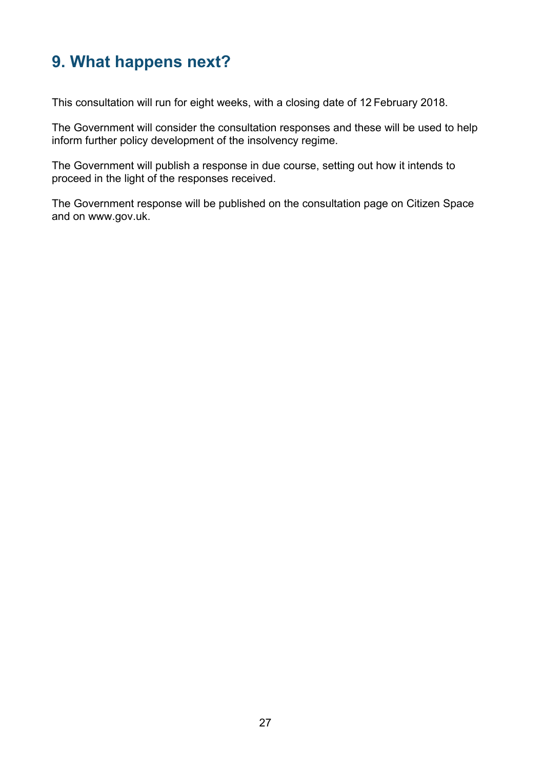## 9. What happens next?

This consultation will run for eight weeks, with a closing date of 12 February 2018.

The Government will consider the consultation responses and these will be used to help inform further policy development of the insolvency regime.

The Government will publish a response in due course, setting out how it intends to proceed in the light of the responses received.

The Government response will be published on the consultation page on Citizen Space and on www.gov.uk.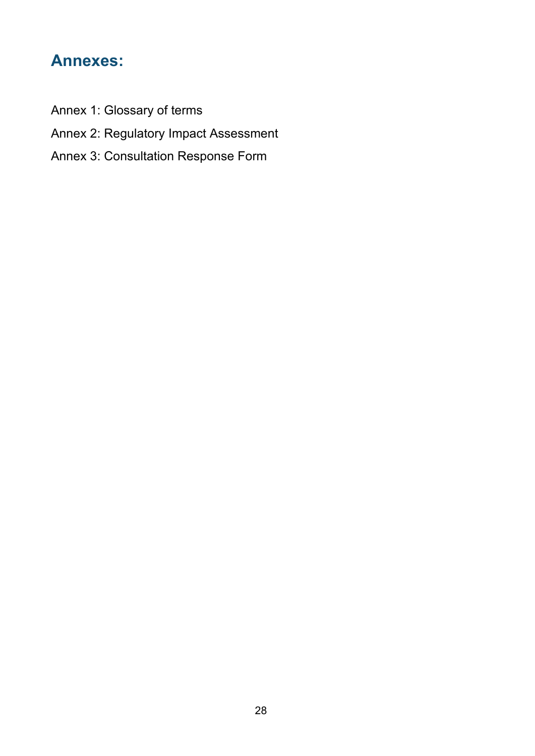## Annexes:

Annex 1: Glossary of terms

Annex 2: Regulatory Impact Assessment

Annex 3: Consultation Response Form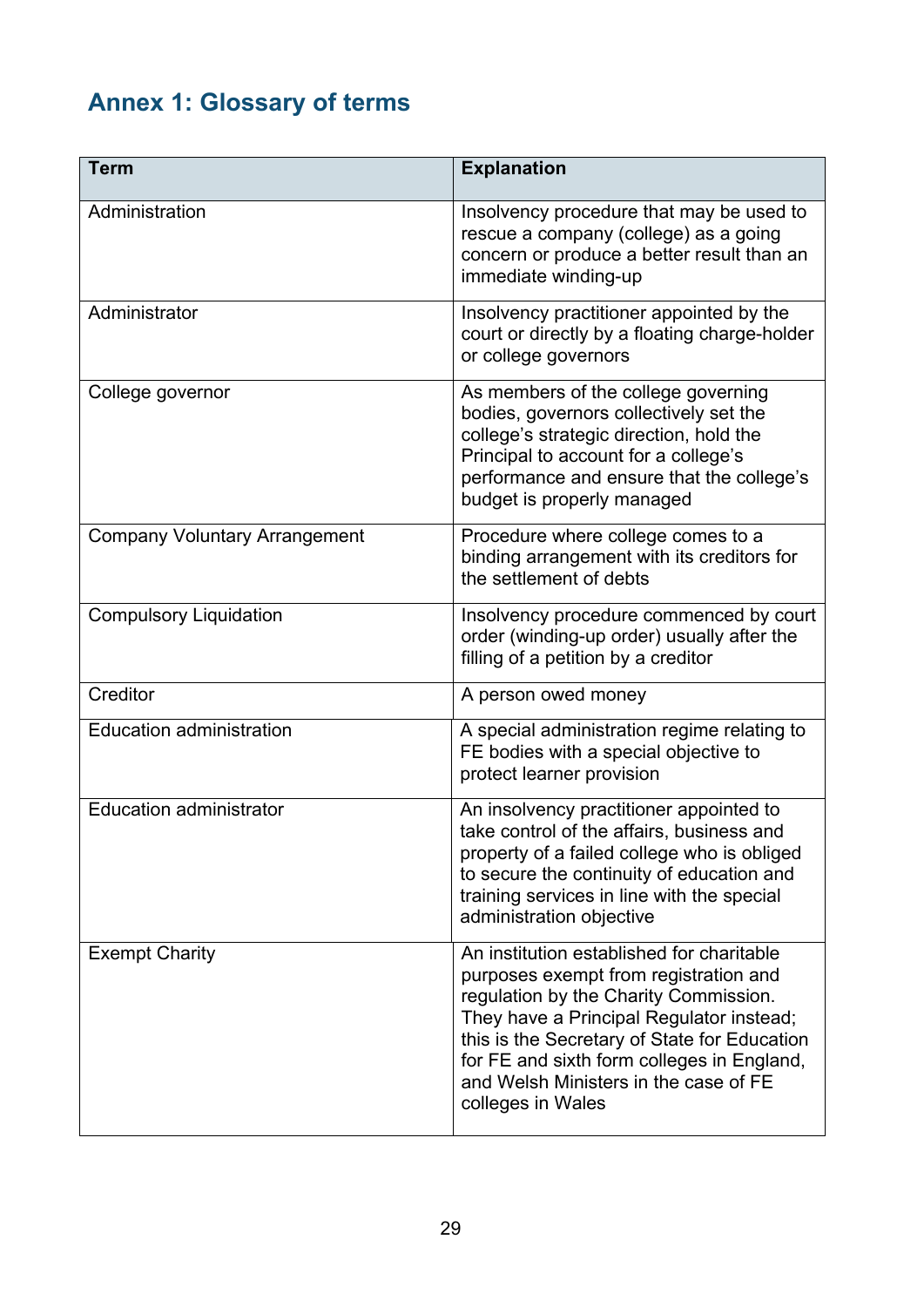## Annex 1: Glossary of terms

| Term | Explanation |
| --- | --- |
| Administration | Insolvency procedure that may be used to rescue a company (college) as a going concern or produce a better result than an immediate winding-up |
| Administrator | Insolvency practitioner appointed by the court or directly by a floating charge-holder or college governors |
| College governor | As members of the college governing bodies, governors collectively set the college's strategic direction, hold the Principal to account for a college's performance and ensure that the college's budget is properly managed |
| Company Voluntary Arrangement | Procedure where college comes to a binding arrangement with its creditors for the settlement of debts |
| Compulsory Liquidation | Insolvency procedure commenced by court order (winding-up order) usually after the filling of a petition by a creditor |
| Creditor | A person owed money |
| Education administration | A special administration regime relating to FE bodies with a special objective to protect learner provision |
| Education administrator | An insolvency practitioner appointed to take control of the affairs, business and property of a failed college who is obliged to secure the continuity of education and training services in line with the special administration objective |
| Exempt Charity | An institution established for charitable purposes exempt from registration and regulation by the Charity Commission. They have a Principal Regulator instead; this is the Secretary of State for Education for FE and sixth form colleges in England, and Welsh Ministers in the case of FE colleges in Wales |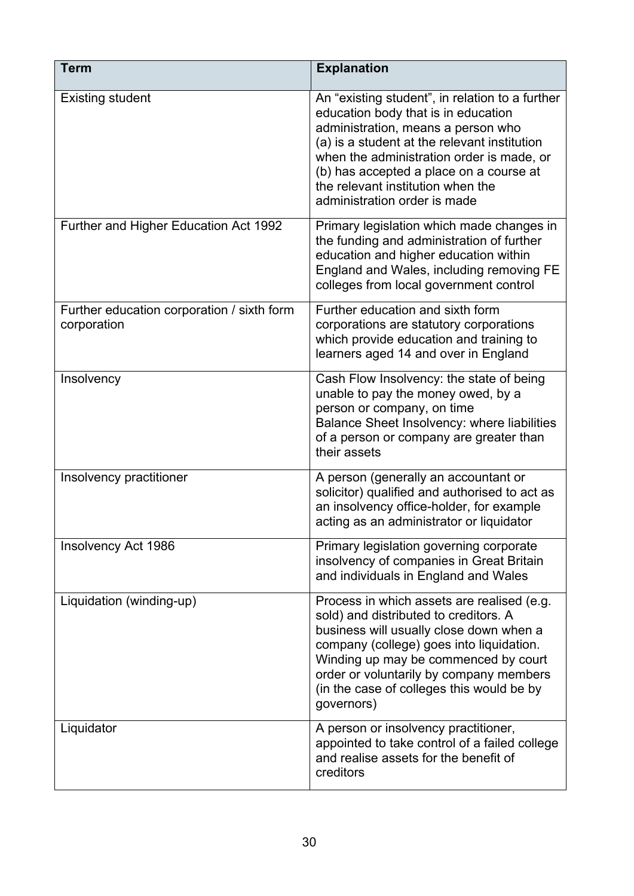| Term | Explanation |
| --- | --- |
| Existing student | An “existing student”, in relation to a further education body that is in education administration, means a person who (a) is a student at the relevant institution when the administration order is made, or (b) has accepted a place on a course at the relevant institution when the administration order is made |
| Further and Higher Education Act 1992 | Primary legislation which made changes in the funding and administration of further education and higher education within England and Wales, including removing FE colleges from local government control |
| Further education corporation / sixth form corporation | Further education and sixth form corporations are statutory corporations which provide education and training to learners aged 14 and over in England |
| Insolvency | Cash Flow Insolvency: the state of being unable to pay the money owed, by a person or company, on time<br>Balance Sheet Insolvency: where liabilities of a person or company are greater than their assets |
| Insolvency practitioner | A person (generally an accountant or solicitor) qualified and authorised to act as an insolvency office-holder, for example acting as an administrator or liquidator |
| Insolvency Act 1986 | Primary legislation governing corporate insolvency of companies in Great Britain and individuals in England and Wales |
| Liquidation (winding-up) | Process in which assets are realised (e.g. sold) and distributed to creditors. A business will usually close down when a company (college) goes into liquidation. Winding up may be commenced by court order or voluntarily by company members (in the case of colleges this would be by governors) |
| Liquidator | A person or insolvency practitioner, appointed to take control of a failed college and realise assets for the benefit of creditors |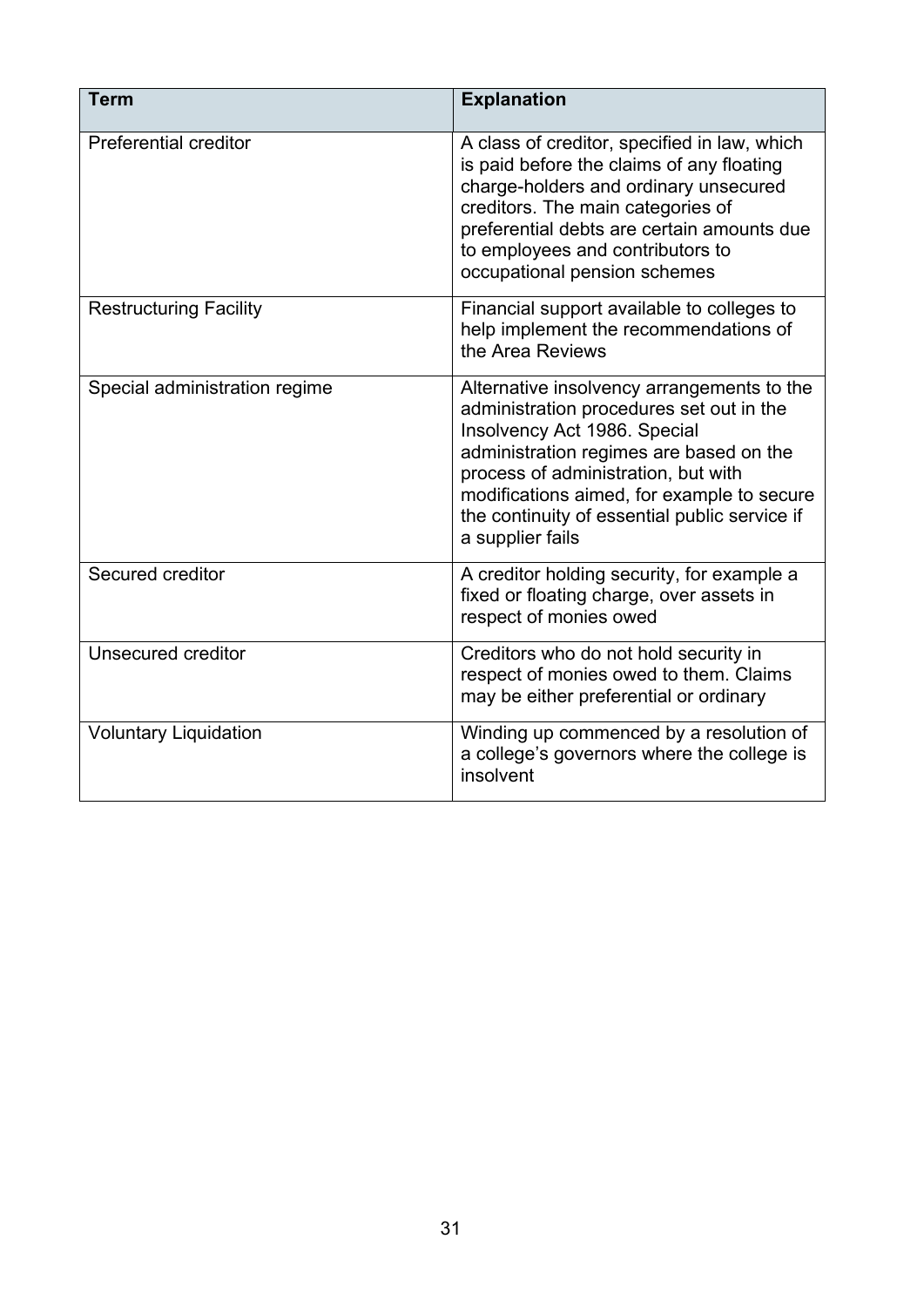| Term | Explanation |
| --- | --- |
| Preferential creditor | A class of creditor, specified in law, which is paid before the claims of any floating charge-holders and ordinary unsecured creditors. The main categories of preferential debts are certain amounts due to employees and contributors to occupational pension schemes |
| Restructuring Facility | Financial support available to colleges to help implement the recommendations of the Area Reviews |
| Special administration regime | Alternative insolvency arrangements to the administration procedures set out in the Insolvency Act 1986. Special administration regimes are based on the process of administration, but with modifications aimed, for example to secure the continuity of essential public service if a supplier fails |
| Secured creditor | A creditor holding security, for example a fixed or floating charge, over assets in respect of monies owed |
| Unsecured creditor | Creditors who do not hold security in respect of monies owed to them. Claims may be either preferential or ordinary |
| Voluntary Liquidation | Winding up commenced by a resolution of a college's governors where the college is insolvent |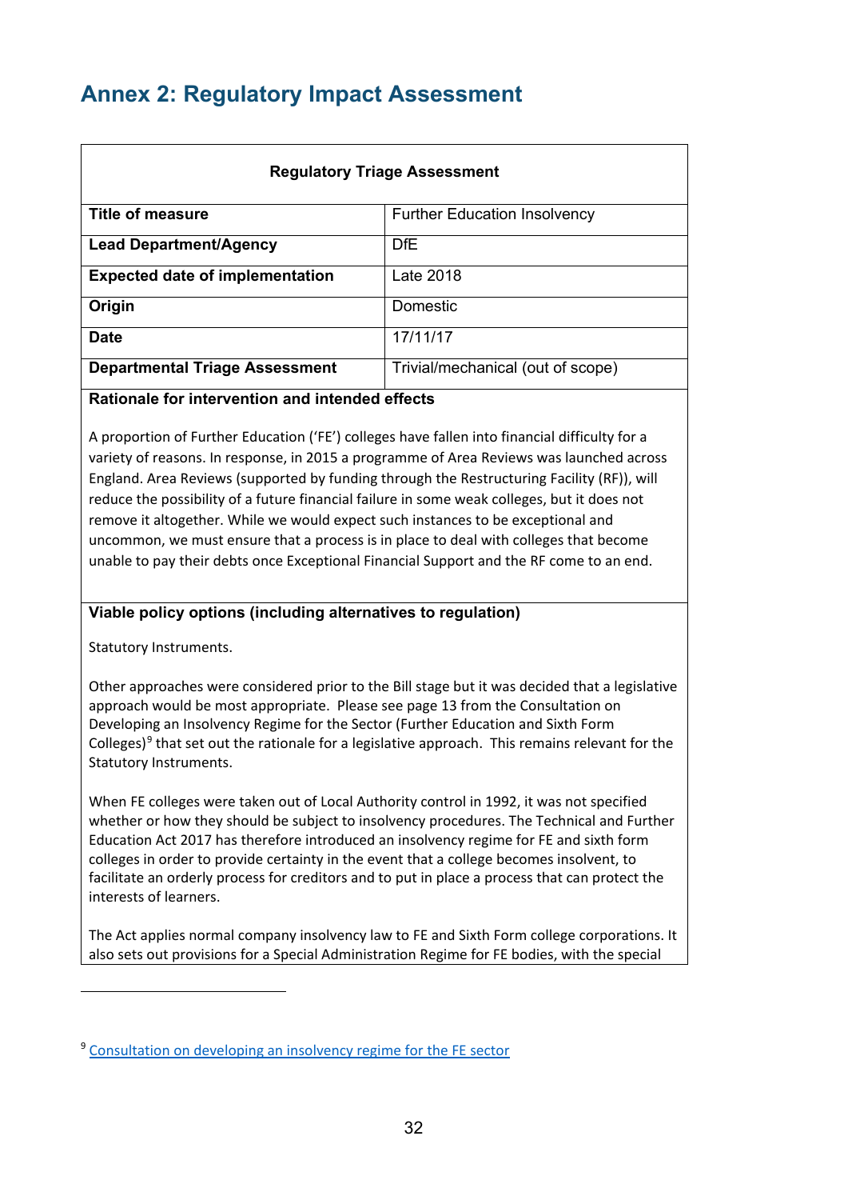## Annex 2: Regulatory Impact Assessment

| Regulatory Triage Assessment | |
|---|---|
| **Title of measure** | Further Education Insolvency |
| **Lead Department/Agency** | DfE |
| **Expected date of implementation** | Late 2018 |
| **Origin** | Domestic |
| **Date** | 17/11/17 |
| **Departmental Triage Assessment** | Trivial/mechanical (out of scope) |

**Rationale for intervention and intended effects**

A proportion of Further Education ('FE') colleges have fallen into financial difficulty for a variety of reasons. In response, in 2015 a programme of Area Reviews was launched across England. Area Reviews (supported by funding through the Restructuring Facility (RF)), will reduce the possibility of a future financial failure in some weak colleges, but it does not remove it altogether. While we would expect such instances to be exceptional and uncommon, we must ensure that a process is in place to deal with colleges that become unable to pay their debts once Exceptional Financial Support and the RF come to an end.

**Viable policy options (including alternatives to regulation)**

Statutory Instruments.

Other approaches were considered prior to the Bill stage but it was decided that a legislative approach would be most appropriate. Please see page 13 from the Consultation on Developing an Insolvency Regime for the Sector (Further Education and Sixth Form Colleges)[9] that set out the rationale for a legislative approach. This remains relevant for the Statutory Instruments.

When FE colleges were taken out of Local Authority control in 1992, it was not specified whether or how they should be subject to insolvency procedures. The Technical and Further Education Act 2017 has therefore introduced an insolvency regime for FE and sixth form colleges in order to provide certainty in the event that a college becomes insolvent, to facilitate an orderly process for creditors and to put in place a process that can protect the interests of learners.

The Act applies normal company insolvency law to FE and Sixth Form college corporations. It also sets out provisions for a Special Administration Regime for FE bodies, with the special

[9] Consultation on developing an insolvency regime for the FE sector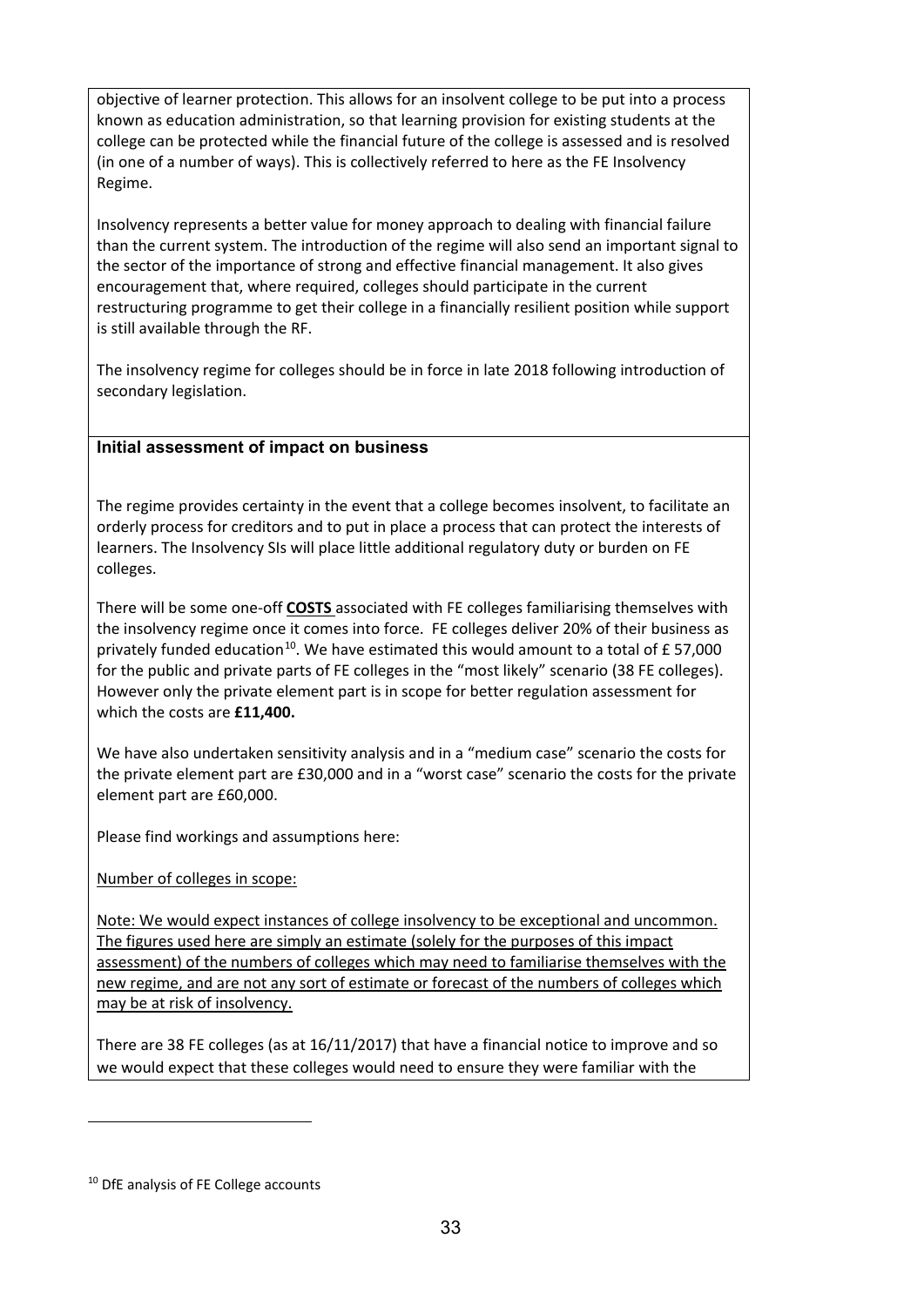objective of learner protection. This allows for an insolvent college to be put into a process known as education administration, so that learning provision for existing students at the college can be protected while the financial future of the college is assessed and is resolved (in one of a number of ways). This is collectively referred to here as the FE Insolvency Regime.

Insolvency represents a better value for money approach to dealing with financial failure than the current system. The introduction of the regime will also send an important signal to the sector of the importance of strong and effective financial management. It also gives encouragement that, where required, colleges should participate in the current restructuring programme to get their college in a financially resilient position while support is still available through the RF.

The insolvency regime for colleges should be in force in late 2018 following introduction of secondary legislation.

### Initial assessment of impact on business

The regime provides certainty in the event that a college becomes insolvent, to facilitate an orderly process for creditors and to put in place a process that can protect the interests of learners. The Insolvency SIs will place little additional regulatory duty or burden on FE colleges.

There will be some one-off **COSTS** associated with FE colleges familiarising themselves with the insolvency regime once it comes into force. FE colleges deliver 20% of their business as privately funded education[10]. We have estimated this would amount to a total of £ 57,000 for the public and private parts of FE colleges in the "most likely" scenario (38 FE colleges). However only the private element part is in scope for better regulation assessment for which the costs are **£11,400.**

We have also undertaken sensitivity analysis and in a "medium case" scenario the costs for the private element part are £30,000 and in a "worst case" scenario the costs for the private element part are £60,000.

Please find workings and assumptions here:

Number of colleges in scope:

Note: We would expect instances of college insolvency to be exceptional and uncommon. The figures used here are simply an estimate (solely for the purposes of this impact assessment) of the numbers of colleges which may need to familiarise themselves with the new regime, and are not any sort of estimate or forecast of the numbers of colleges which may be at risk of insolvency.

There are 38 FE colleges (as at 16/11/2017) that have a financial notice to improve and so we would expect that these colleges would need to ensure they were familiar with the

[10] DfE analysis of FE College accounts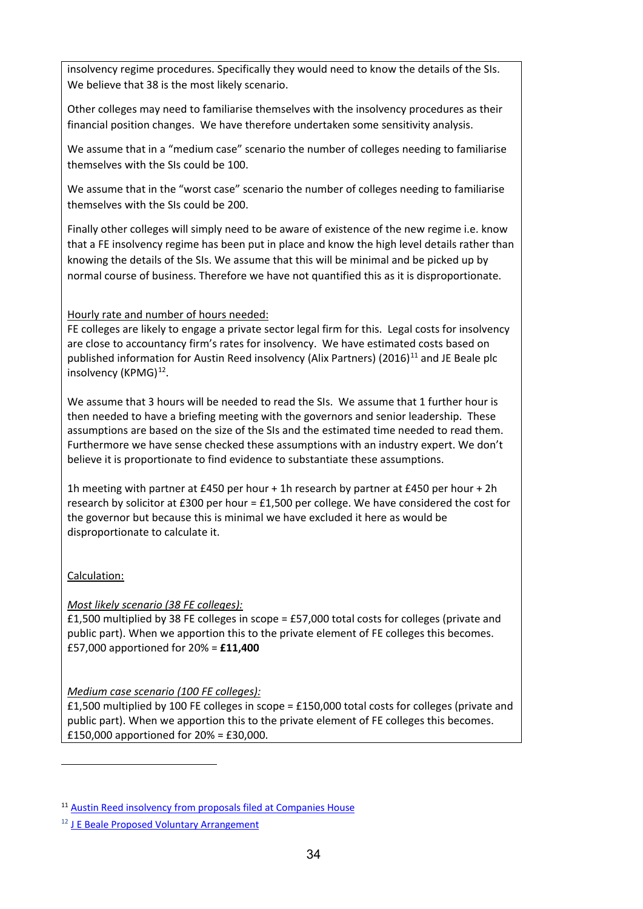insolvency regime procedures. Specifically they would need to know the details of the SIs. We believe that 38 is the most likely scenario.

Other colleges may need to familiarise themselves with the insolvency procedures as their financial position changes. We have therefore undertaken some sensitivity analysis.

We assume that in a "medium case" scenario the number of colleges needing to familiarise themselves with the SIs could be 100.

We assume that in the "worst case" scenario the number of colleges needing to familiarise themselves with the SIs could be 200.

Finally other colleges will simply need to be aware of existence of the new regime i.e. know that a FE insolvency regime has been put in place and know the high level details rather than knowing the details of the SIs. We assume that this will be minimal and be picked up by normal course of business. Therefore we have not quantified this as it is disproportionate.

<u>Hourly rate and number of hours needed:</u>
FE colleges are likely to engage a private sector legal firm for this. Legal costs for insolvency are close to accountancy firm's rates for insolvency. We have estimated costs based on published information for Austin Reed insolvency (Alix Partners) (2016)[11] and JE Beale plc insolvency (KPMG)[12].

We assume that 3 hours will be needed to read the SIs. We assume that 1 further hour is then needed to have a briefing meeting with the governors and senior leadership. These assumptions are based on the size of the SIs and the estimated time needed to read them. Furthermore we have sense checked these assumptions with an industry expert. We don't believe it is proportionate to find evidence to substantiate these assumptions.

1h meeting with partner at £450 per hour + 1h research by partner at £450 per hour + 2h research by solicitor at £300 per hour = £1,500 per college. We have considered the cost for the governor but because this is minimal we have excluded it here as would be disproportionate to calculate it.

<u>Calculation:</u>

*<u>Most likely scenario (38 FE colleges):</u>*
£1,500 multiplied by 38 FE colleges in scope = £57,000 total costs for colleges (private and public part). When we apportion this to the private element of FE colleges this becomes. £57,000 apportioned for 20% = **£11,400**

*<u>Medium case scenario (100 FE colleges):</u>*
£1,500 multiplied by 100 FE colleges in scope = £150,000 total costs for colleges (private and public part). When we apportion this to the private element of FE colleges this becomes. £150,000 apportioned for 20% = £30,000.

---

[11] Austin Reed insolvency from proposals filed at Companies House

[12] J E Beale Proposed Voluntary Arrangement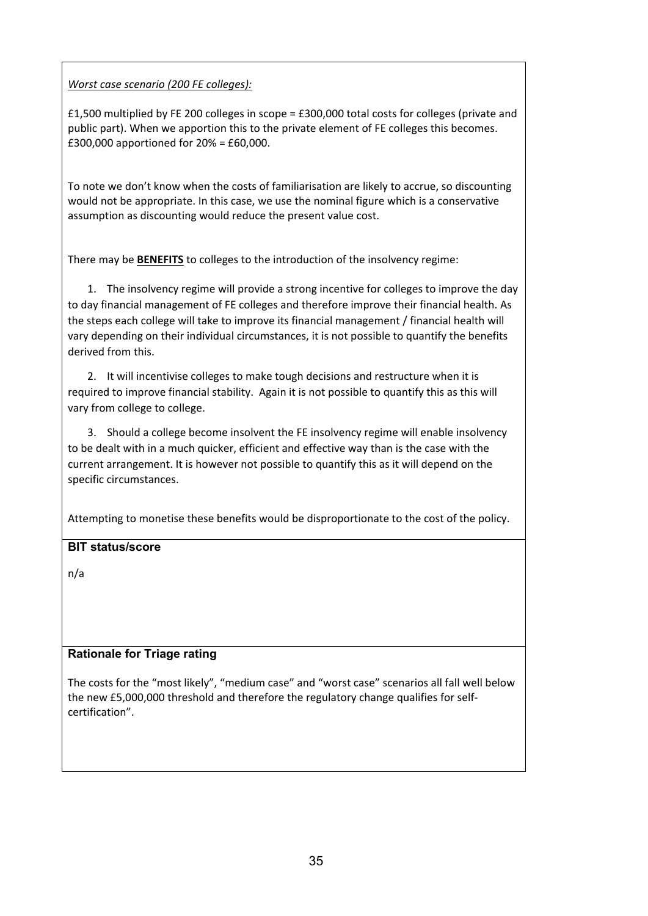*Worst case scenario (200 FE colleges):*

£1,500 multiplied by FE 200 colleges in scope = £300,000 total costs for colleges (private and public part). When we apportion this to the private element of FE colleges this becomes. £300,000 apportioned for 20% = £60,000.

To note we don't know when the costs of familiarisation are likely to accrue, so discounting would not be appropriate. In this case, we use the nominal figure which is a conservative assumption as discounting would reduce the present value cost.

There may be **BENEFITS** to colleges to the introduction of the insolvency regime:

1. The insolvency regime will provide a strong incentive for colleges to improve the day to day financial management of FE colleges and therefore improve their financial health. As the steps each college will take to improve its financial management / financial health will vary depending on their individual circumstances, it is not possible to quantify the benefits derived from this.

2. It will incentivise colleges to make tough decisions and restructure when it is required to improve financial stability. Again it is not possible to quantify this as this will vary from college to college.

3. Should a college become insolvent the FE insolvency regime will enable insolvency to be dealt with in a much quicker, efficient and effective way than is the case with the current arrangement. It is however not possible to quantify this as it will depend on the specific circumstances.

Attempting to monetise these benefits would be disproportionate to the cost of the policy.

**BIT status/score**

n/a

**Rationale for Triage rating**

The costs for the "most likely", "medium case" and "worst case" scenarios all fall well below the new £5,000,000 threshold and therefore the regulatory change qualifies for self-certification".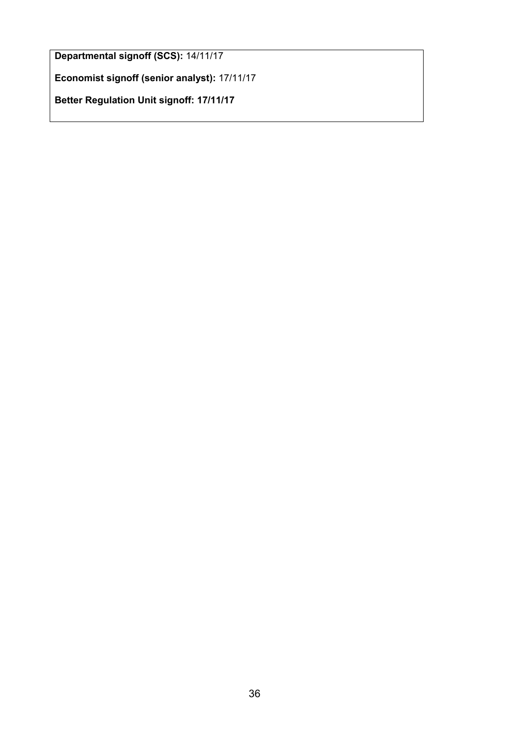**Departmental signoff (SCS):** 14/11/17

**Economist signoff (senior analyst):** 17/11/17

**Better Regulation Unit signoff: 17/11/17**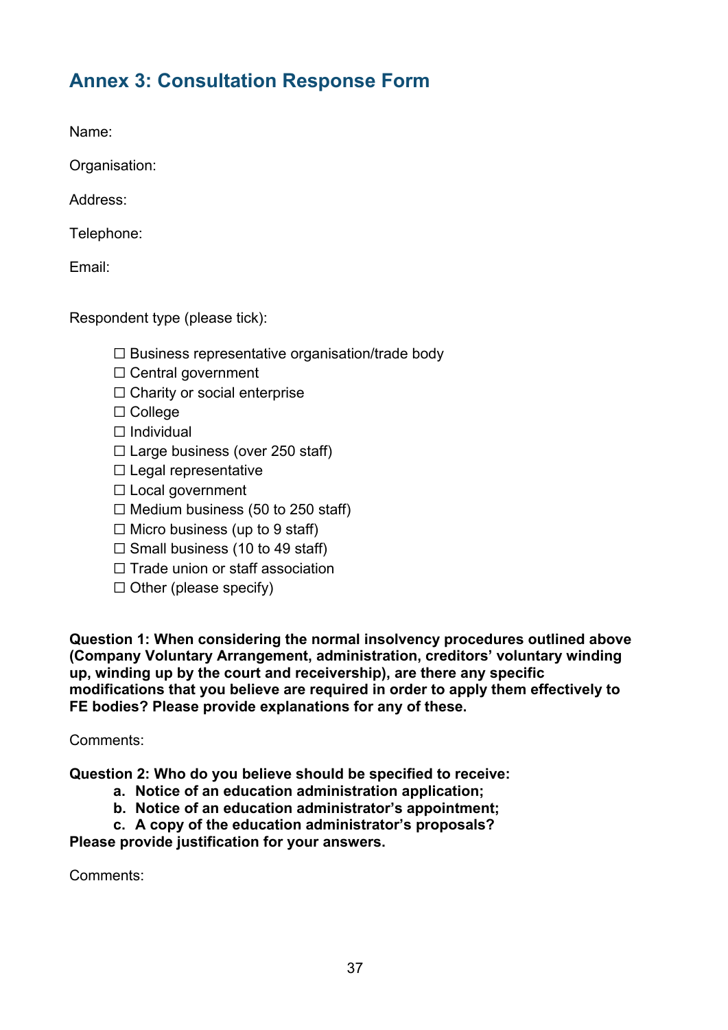## Annex 3: Consultation Response Form

Name:

Organisation:

Address:

Telephone:

Email:

Respondent type (please tick):

- ☐ Business representative organisation/trade body
- ☐ Central government
- ☐ Charity or social enterprise
- ☐ College
- ☐ Individual
- ☐ Large business (over 250 staff)
- ☐ Legal representative
- ☐ Local government
- ☐ Medium business (50 to 250 staff)
- ☐ Micro business (up to 9 staff)
- ☐ Small business (10 to 49 staff)
- ☐ Trade union or staff association
- ☐ Other (please specify)

**Question 1: When considering the normal insolvency procedures outlined above (Company Voluntary Arrangement, administration, creditors' voluntary winding up, winding up by the court and receivership), are there any specific modifications that you believe are required in order to apply them effectively to FE bodies? Please provide explanations for any of these.**

Comments:

**Question 2: Who do you believe should be specified to receive:**

**a. Notice of an education administration application;**
**b. Notice of an education administrator's appointment;**
**c. A copy of the education administrator's proposals?**

**Please provide justification for your answers.**

Comments: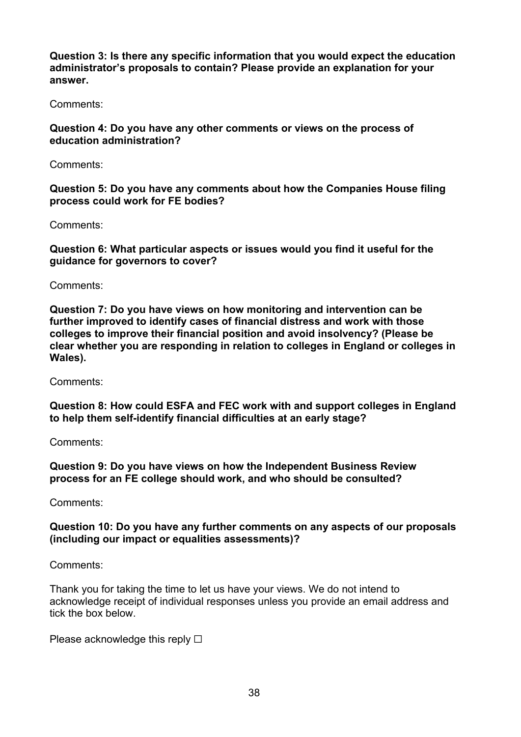**Question 3: Is there any specific information that you would expect the education administrator's proposals to contain? Please provide an explanation for your answer.**

Comments:

**Question 4: Do you have any other comments or views on the process of education administration?**

Comments:

**Question 5: Do you have any comments about how the Companies House filing process could work for FE bodies?**

Comments:

**Question 6: What particular aspects or issues would you find it useful for the guidance for governors to cover?**

Comments:

**Question 7: Do you have views on how monitoring and intervention can be further improved to identify cases of financial distress and work with those colleges to improve their financial position and avoid insolvency? (Please be clear whether you are responding in relation to colleges in England or colleges in Wales).**

Comments:

**Question 8: How could ESFA and FEC work with and support colleges in England to help them self-identify financial difficulties at an early stage?**

Comments:

**Question 9: Do you have views on how the Independent Business Review process for an FE college should work, and who should be consulted?**

Comments:

**Question 10: Do you have any further comments on any aspects of our proposals (including our impact or equalities assessments)?**

Comments:

Thank you for taking the time to let us have your views. We do not intend to acknowledge receipt of individual responses unless you provide an email address and tick the box below.

Please acknowledge this reply ☐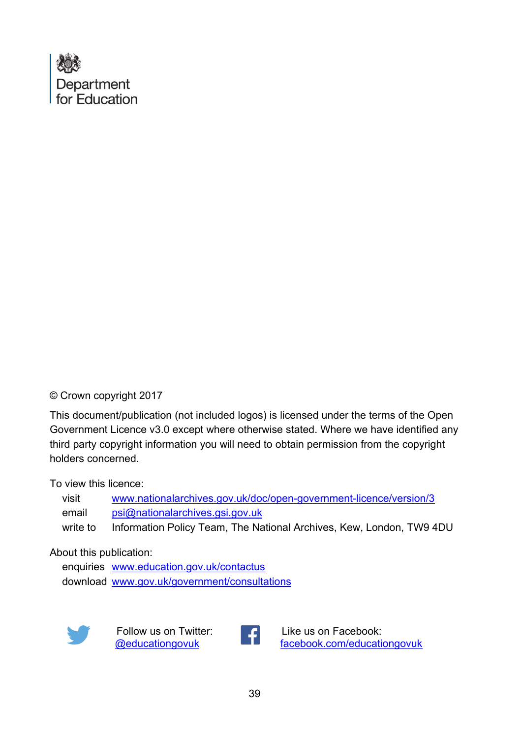Department for Education

© Crown copyright 2017

This document/publication (not included logos) is licensed under the terms of the Open Government Licence v3.0 except where otherwise stated. Where we have identified any third party copyright information you will need to obtain permission from the copyright holders concerned.

To view this licence:

visit www.nationalarchives.gov.uk/doc/open-government-licence/version/3
email psi@nationalarchives.gsi.gov.uk
write to Information Policy Team, The National Archives, Kew, London, TW9 4DU

About this publication:

enquiries www.education.gov.uk/contactus
download www.gov.uk/government/consultations

Follow us on Twitter:
@educationgovuk

Like us on Facebook:
facebook.com/educationgovuk